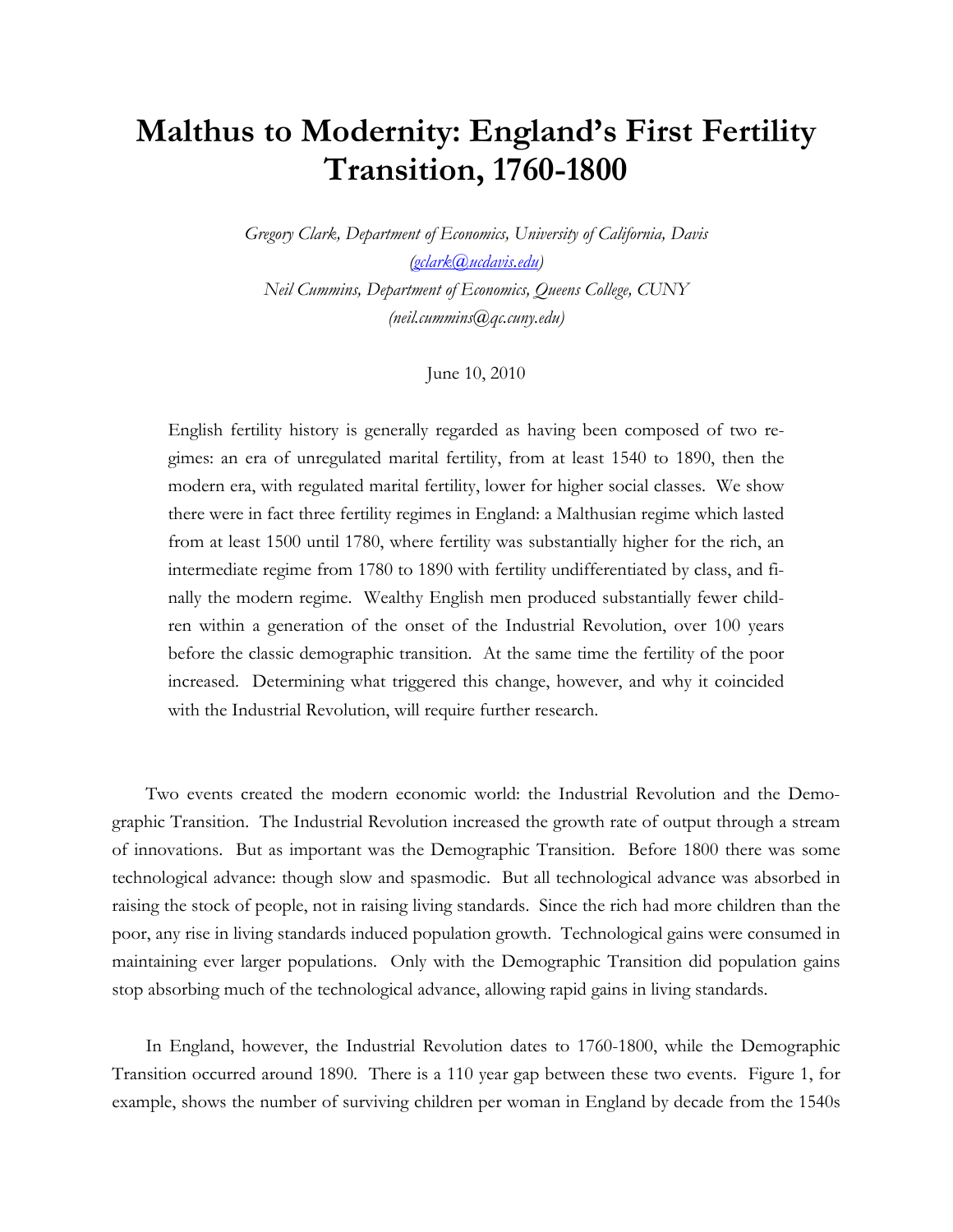# Malthus to Modernity: England's First Fertility Transition, 1760-1800

*Gregory Clark, Department of Economics, University of California, Davis (gclark@ucdavis.edu)*

*Neil Cummins, Department of Economics, Queens College, CUNY (neil.cummins@qc.cuny.edu)*

June 10, 2010

> English fertility history is generally regarded as having been composed of two regimes: an era of unregulated marital fertility, from at least 1540 to 1890, then the modern era, with regulated marital fertility, lower for higher social classes. We show there were in fact three fertility regimes in England: a Malthusian regime which lasted from at least 1500 until 1780, where fertility was substantially higher for the rich, an intermediate regime from 1780 to 1890 with fertility undifferentiated by class, and finally the modern regime. Wealthy English men produced substantially fewer children within a generation of the onset of the Industrial Revolution, over 100 years before the classic demographic transition. At the same time the fertility of the poor increased. Determining what triggered this change, however, and why it coincided with the Industrial Revolution, will require further research.

Two events created the modern economic world: the Industrial Revolution and the Demographic Transition. The Industrial Revolution increased the growth rate of output through a stream of innovations. But as important was the Demographic Transition. Before 1800 there was some technological advance: though slow and spasmodic. But all technological advance was absorbed in raising the stock of people, not in raising living standards. Since the rich had more children than the poor, any rise in living standards induced population growth. Technological gains were consumed in maintaining ever larger populations. Only with the Demographic Transition did population gains stop absorbing much of the technological advance, allowing rapid gains in living standards.

In England, however, the Industrial Revolution dates to 1760-1800, while the Demographic Transition occurred around 1890. There is a 110 year gap between these two events. Figure 1, for example, shows the number of surviving children per woman in England by decade from the 1540s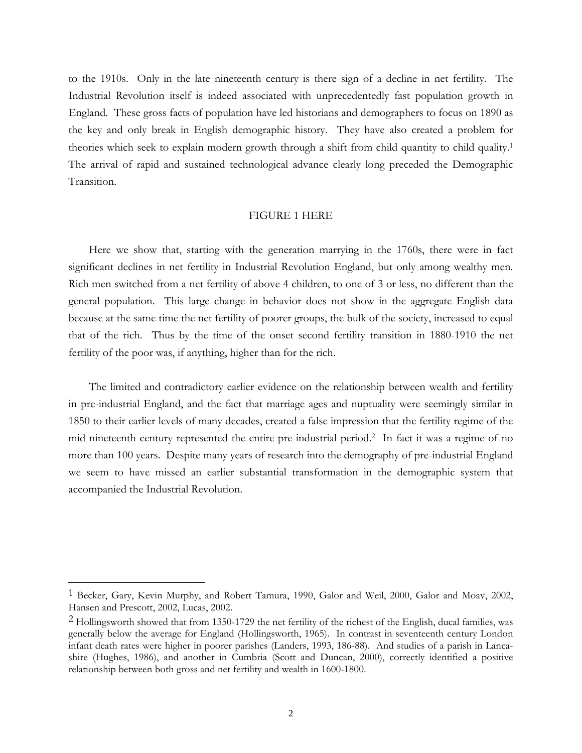to the 1910s. Only in the late nineteenth century is there sign of a decline in net fertility. The Industrial Revolution itself is indeed associated with unprecedentedly fast population growth in England. These gross facts of population have led historians and demographers to focus on 1890 as the key and only break in English demographic history. They have also created a problem for theories which seek to explain modern growth through a shift from child quantity to child quality.[1] The arrival of rapid and sustained technological advance clearly long preceded the Demographic Transition.

FIGURE 1 HERE

Here we show that, starting with the generation marrying in the 1760s, there were in fact significant declines in net fertility in Industrial Revolution England, but only among wealthy men. Rich men switched from a net fertility of above 4 children, to one of 3 or less, no different than the general population. This large change in behavior does not show in the aggregate English data because at the same time the net fertility of poorer groups, the bulk of the society, increased to equal that of the rich. Thus by the time of the onset second fertility transition in 1880-1910 the net fertility of the poor was, if anything, higher than for the rich.

The limited and contradictory earlier evidence on the relationship between wealth and fertility in pre-industrial England, and the fact that marriage ages and nuptuality were seemingly similar in 1850 to their earlier levels of many decades, created a false impression that the fertility regime of the mid nineteenth century represented the entire pre-industrial period.[2] In fact it was a regime of no more than 100 years. Despite many years of research into the demography of pre-industrial England we seem to have missed an earlier substantial transformation in the demographic system that accompanied the Industrial Revolution.

---

[1] Becker, Gary, Kevin Murphy, and Robert Tamura, 1990, Galor and Weil, 2000, Galor and Moav, 2002, Hansen and Prescott, 2002, Lucas, 2002.

[2] Hollingsworth showed that from 1350-1729 the net fertility of the richest of the English, ducal families, was generally below the average for England (Hollingsworth, 1965). In contrast in seventeenth century London infant death rates were higher in poorer parishes (Landers, 1993, 186-88). And studies of a parish in Lancashire (Hughes, 1986), and another in Cumbria (Scott and Duncan, 2000), correctly identified a positive relationship between both gross and net fertility and wealth in 1600-1800.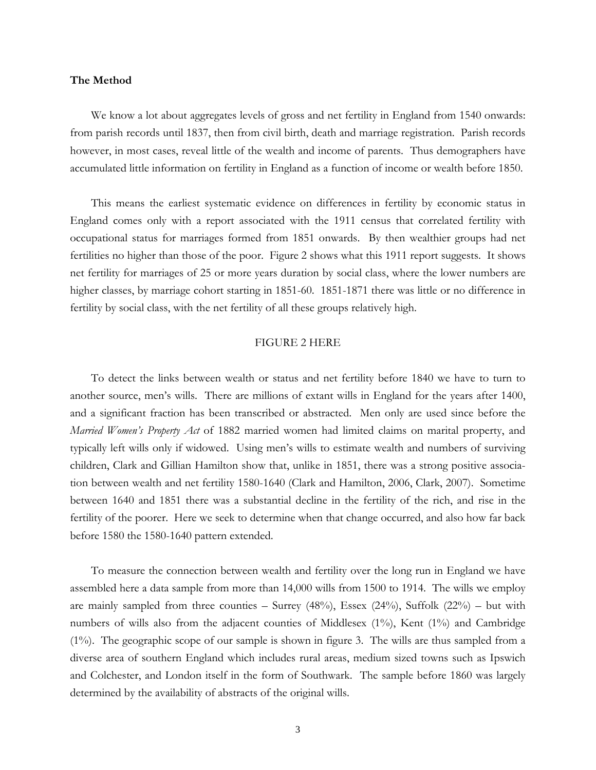**The Method**

We know a lot about aggregates levels of gross and net fertility in England from 1540 onwards: from parish records until 1837, then from civil birth, death and marriage registration. Parish records however, in most cases, reveal little of the wealth and income of parents. Thus demographers have accumulated little information on fertility in England as a function of income or wealth before 1850.

This means the earliest systematic evidence on differences in fertility by economic status in England comes only with a report associated with the 1911 census that correlated fertility with occupational status for marriages formed from 1851 onwards. By then wealthier groups had net fertilities no higher than those of the poor. Figure 2 shows what this 1911 report suggests. It shows net fertility for marriages of 25 or more years duration by social class, where the lower numbers are higher classes, by marriage cohort starting in 1851-60. 1851-1871 there was little or no difference in fertility by social class, with the net fertility of all these groups relatively high.

FIGURE 2 HERE

To detect the links between wealth or status and net fertility before 1840 we have to turn to another source, men's wills. There are millions of extant wills in England for the years after 1400, and a significant fraction has been transcribed or abstracted. Men only are used since before the *Married Women's Property Act* of 1882 married women had limited claims on marital property, and typically left wills only if widowed. Using men's wills to estimate wealth and numbers of surviving children, Clark and Gillian Hamilton show that, unlike in 1851, there was a strong positive association between wealth and net fertility 1580-1640 (Clark and Hamilton, 2006, Clark, 2007). Sometime between 1640 and 1851 there was a substantial decline in the fertility of the rich, and rise in the fertility of the poorer. Here we seek to determine when that change occurred, and also how far back before 1580 the 1580-1640 pattern extended.

To measure the connection between wealth and fertility over the long run in England we have assembled here a data sample from more than 14,000 wills from 1500 to 1914. The wills we employ are mainly sampled from three counties – Surrey (48%), Essex (24%), Suffolk (22%) – but with numbers of wills also from the adjacent counties of Middlesex (1%), Kent (1%) and Cambridge (1%). The geographic scope of our sample is shown in figure 3. The wills are thus sampled from a diverse area of southern England which includes rural areas, medium sized towns such as Ipswich and Colchester, and London itself in the form of Southwark. The sample before 1860 was largely determined by the availability of abstracts of the original wills.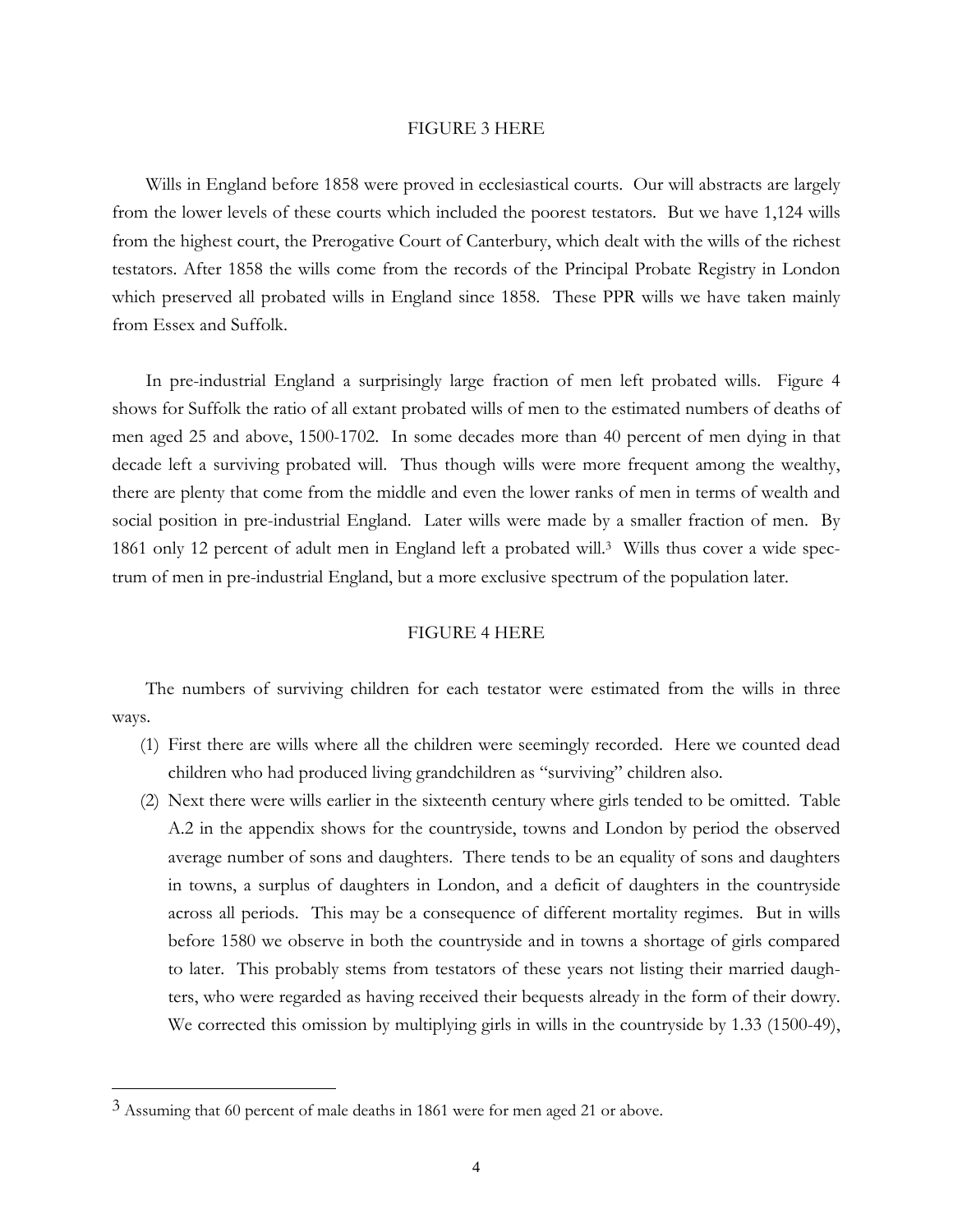FIGURE 3 HERE

Wills in England before 1858 were proved in ecclesiastical courts. Our will abstracts are largely from the lower levels of these courts which included the poorest testators. But we have 1,124 wills from the highest court, the Prerogative Court of Canterbury, which dealt with the wills of the richest testators. After 1858 the wills come from the records of the Principal Probate Registry in London which preserved all probated wills in England since 1858. These PPR wills we have taken mainly from Essex and Suffolk.

In pre-industrial England a surprisingly large fraction of men left probated wills. Figure 4 shows for Suffolk the ratio of all extant probated wills of men to the estimated numbers of deaths of men aged 25 and above, 1500-1702. In some decades more than 40 percent of men dying in that decade left a surviving probated will. Thus though wills were more frequent among the wealthy, there are plenty that come from the middle and even the lower ranks of men in terms of wealth and social position in pre-industrial England. Later wills were made by a smaller fraction of men. By 1861 only 12 percent of adult men in England left a probated will.[3] Wills thus cover a wide spectrum of men in pre-industrial England, but a more exclusive spectrum of the population later.

FIGURE 4 HERE

The numbers of surviving children for each testator were estimated from the wills in three ways.

(1) First there are wills where all the children were seemingly recorded. Here we counted dead children who had produced living grandchildren as "surviving" children also.

(2) Next there were wills earlier in the sixteenth century where girls tended to be omitted. Table A.2 in the appendix shows for the countryside, towns and London by period the observed average number of sons and daughters. There tends to be an equality of sons and daughters in towns, a surplus of daughters in London, and a deficit of daughters in the countryside across all periods. This may be a consequence of different mortality regimes. But in wills before 1580 we observe in both the countryside and in towns a shortage of girls compared to later. This probably stems from testators of these years not listing their married daughters, who were regarded as having received their bequests already in the form of their dowry. We corrected this omission by multiplying girls in wills in the countryside by 1.33 (1500-49),

[3] Assuming that 60 percent of male deaths in 1861 were for men aged 21 or above.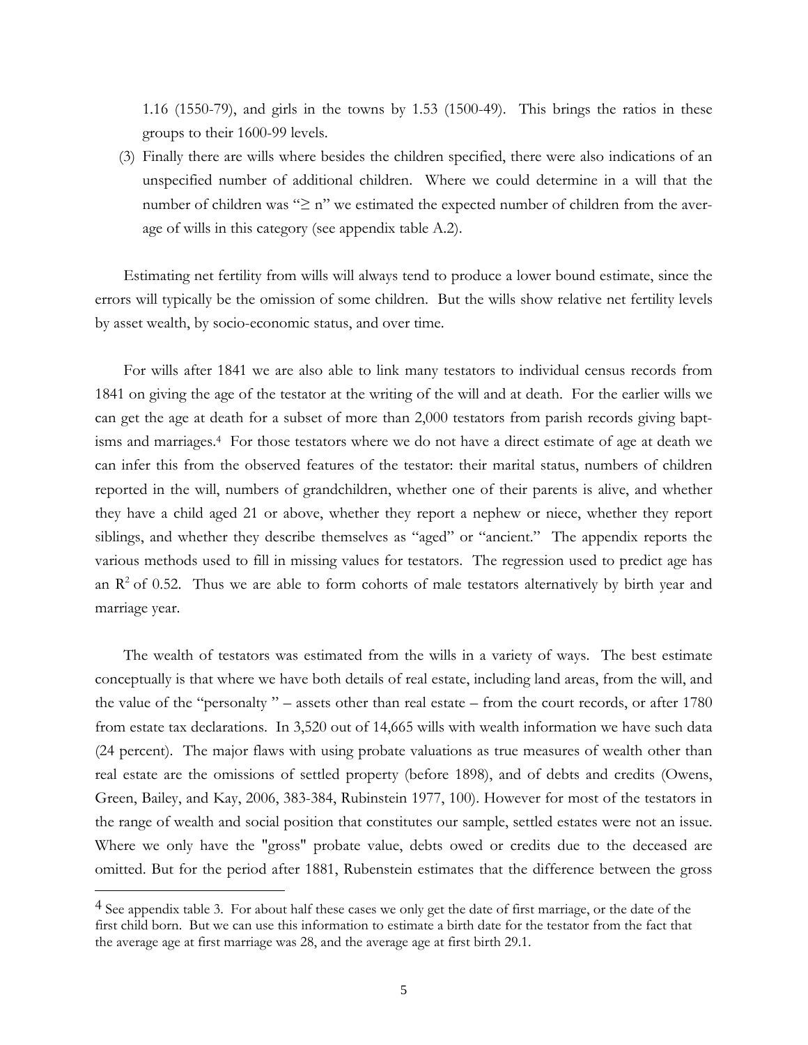1.16 (1550-79), and girls in the towns by 1.53 (1500-49). This brings the ratios in these groups to their 1600-99 levels.

(3) Finally there are wills where besides the children specified, there were also indications of an unspecified number of additional children. Where we could determine in a will that the number of children was "≥ n" we estimated the expected number of children from the average of wills in this category (see appendix table A.2).

Estimating net fertility from wills will always tend to produce a lower bound estimate, since the errors will typically be the omission of some children. But the wills show relative net fertility levels by asset wealth, by socio-economic status, and over time.

For wills after 1841 we are also able to link many testators to individual census records from 1841 on giving the age of the testator at the writing of the will and at death. For the earlier wills we can get the age at death for a subset of more than 2,000 testators from parish records giving baptisms and marriages.[4] For those testators where we do not have a direct estimate of age at death we can infer this from the observed features of the testator: their marital status, numbers of children reported in the will, numbers of grandchildren, whether one of their parents is alive, and whether they have a child aged 21 or above, whether they report a nephew or niece, whether they report siblings, and whether they describe themselves as "aged" or "ancient." The appendix reports the various methods used to fill in missing values for testators. The regression used to predict age has an $R^2$ of 0.52. Thus we are able to form cohorts of male testators alternatively by birth year and marriage year.

The wealth of testators was estimated from the wills in a variety of ways. The best estimate conceptually is that where we have both details of real estate, including land areas, from the will, and the value of the "personalty " – assets other than real estate – from the court records, or after 1780 from estate tax declarations. In 3,520 out of 14,665 wills with wealth information we have such data (24 percent). The major flaws with using probate valuations as true measures of wealth other than real estate are the omissions of settled property (before 1898), and of debts and credits (Owens, Green, Bailey, and Kay, 2006, 383-384, Rubinstein 1977, 100). However for most of the testators in the range of wealth and social position that constitutes our sample, settled estates were not an issue. Where we only have the "gross" probate value, debts owed or credits due to the deceased are omitted. But for the period after 1881, Rubenstein estimates that the difference between the gross

[4] See appendix table 3. For about half these cases we only get the date of first marriage, or the date of the first child born. But we can use this information to estimate a birth date for the testator from the fact that the average age at first marriage was 28, and the average age at first birth 29.1.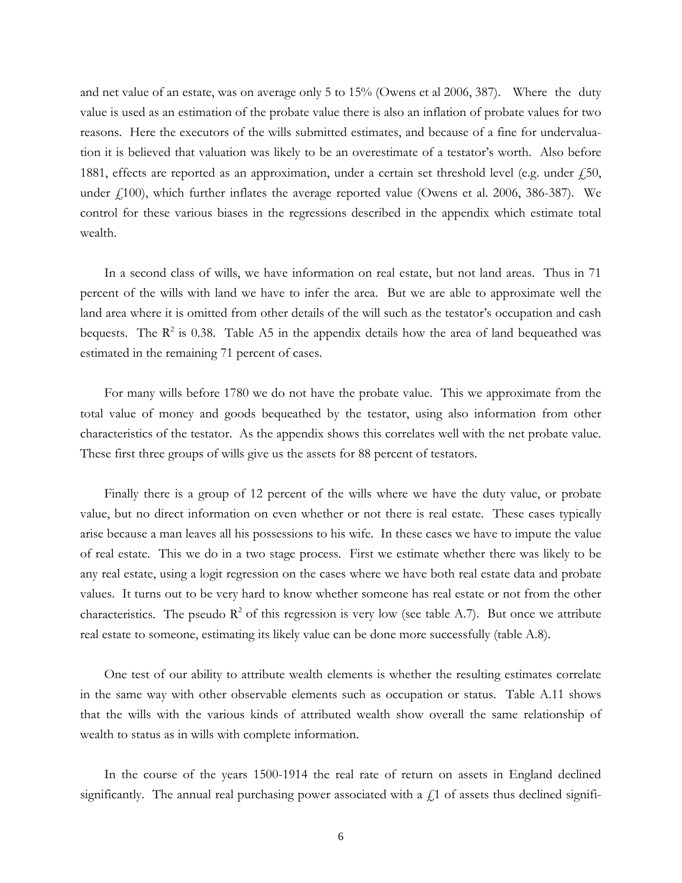and net value of an estate, was on average only 5 to 15% (Owens et al 2006, 387). Where the duty value is used as an estimation of the probate value there is also an inflation of probate values for two reasons. Here the executors of the wills submitted estimates, and because of a fine for undervaluation it is believed that valuation was likely to be an overestimate of a testator's worth. Also before 1881, effects are reported as an approximation, under a certain set threshold level (e.g. under £50, under £100), which further inflates the average reported value (Owens et al. 2006, 386-387). We control for these various biases in the regressions described in the appendix which estimate total wealth.

In a second class of wills, we have information on real estate, but not land areas. Thus in 71 percent of the wills with land we have to infer the area. But we are able to approximate well the land area where it is omitted from other details of the will such as the testator's occupation and cash bequests. The $R^2$ is 0.38. Table A5 in the appendix details how the area of land bequeathed was estimated in the remaining 71 percent of cases.

For many wills before 1780 we do not have the probate value. This we approximate from the total value of money and goods bequeathed by the testator, using also information from other characteristics of the testator. As the appendix shows this correlates well with the net probate value. These first three groups of wills give us the assets for 88 percent of testators.

Finally there is a group of 12 percent of the wills where we have the duty value, or probate value, but no direct information on even whether or not there is real estate. These cases typically arise because a man leaves all his possessions to his wife. In these cases we have to impute the value of real estate. This we do in a two stage process. First we estimate whether there was likely to be any real estate, using a logit regression on the cases where we have both real estate data and probate values. It turns out to be very hard to know whether someone has real estate or not from the other characteristics. The pseudo $R^2$ of this regression is very low (see table A.7). But once we attribute real estate to someone, estimating its likely value can be done more successfully (table A.8).

One test of our ability to attribute wealth elements is whether the resulting estimates correlate in the same way with other observable elements such as occupation or status. Table A.11 shows that the wills with the various kinds of attributed wealth show overall the same relationship of wealth to status as in wills with complete information.

In the course of the years 1500-1914 the real rate of return on assets in England declined significantly. The annual real purchasing power associated with a £1 of assets thus declined signifi-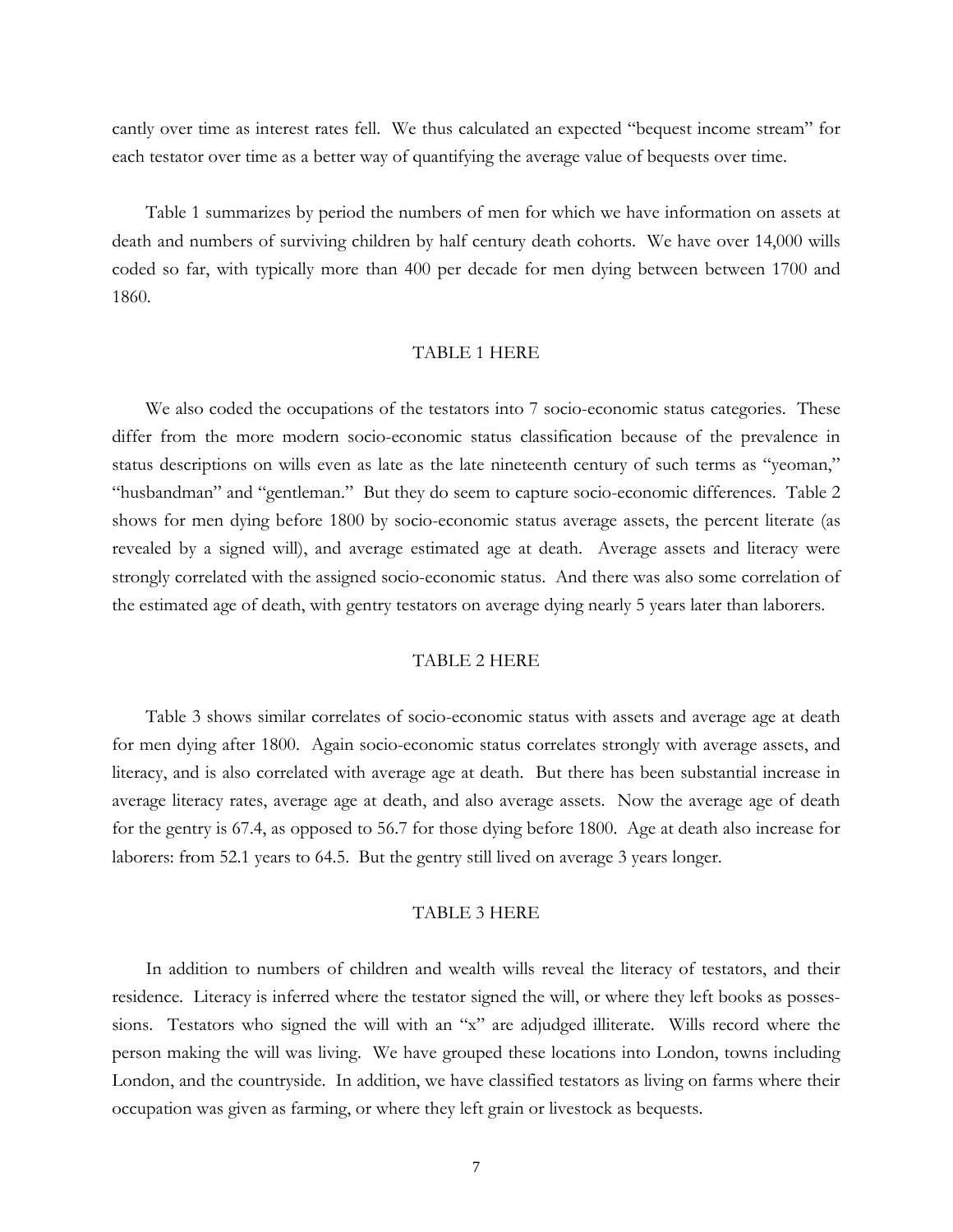cantly over time as interest rates fell. We thus calculated an expected "bequest income stream" for each testator over time as a better way of quantifying the average value of bequests over time.

Table 1 summarizes by period the numbers of men for which we have information on assets at death and numbers of surviving children by half century death cohorts. We have over 14,000 wills coded so far, with typically more than 400 per decade for men dying between between 1700 and 1860.

TABLE 1 HERE

We also coded the occupations of the testators into 7 socio-economic status categories. These differ from the more modern socio-economic status classification because of the prevalence in status descriptions on wills even as late as the late nineteenth century of such terms as "yeoman," "husbandman" and "gentleman." But they do seem to capture socio-economic differences. Table 2 shows for men dying before 1800 by socio-economic status average assets, the percent literate (as revealed by a signed will), and average estimated age at death. Average assets and literacy were strongly correlated with the assigned socio-economic status. And there was also some correlation of the estimated age of death, with gentry testators on average dying nearly 5 years later than laborers.

TABLE 2 HERE

Table 3 shows similar correlates of socio-economic status with assets and average age at death for men dying after 1800. Again socio-economic status correlates strongly with average assets, and literacy, and is also correlated with average age at death. But there has been substantial increase in average literacy rates, average age at death, and also average assets. Now the average age of death for the gentry is 67.4, as opposed to 56.7 for those dying before 1800. Age at death also increase for laborers: from 52.1 years to 64.5. But the gentry still lived on average 3 years longer.

TABLE 3 HERE

In addition to numbers of children and wealth wills reveal the literacy of testators, and their residence. Literacy is inferred where the testator signed the will, or where they left books as possessions. Testators who signed the will with an "x" are adjudged illiterate. Wills record where the person making the will was living. We have grouped these locations into London, towns including London, and the countryside. In addition, we have classified testators as living on farms where their occupation was given as farming, or where they left grain or livestock as bequests.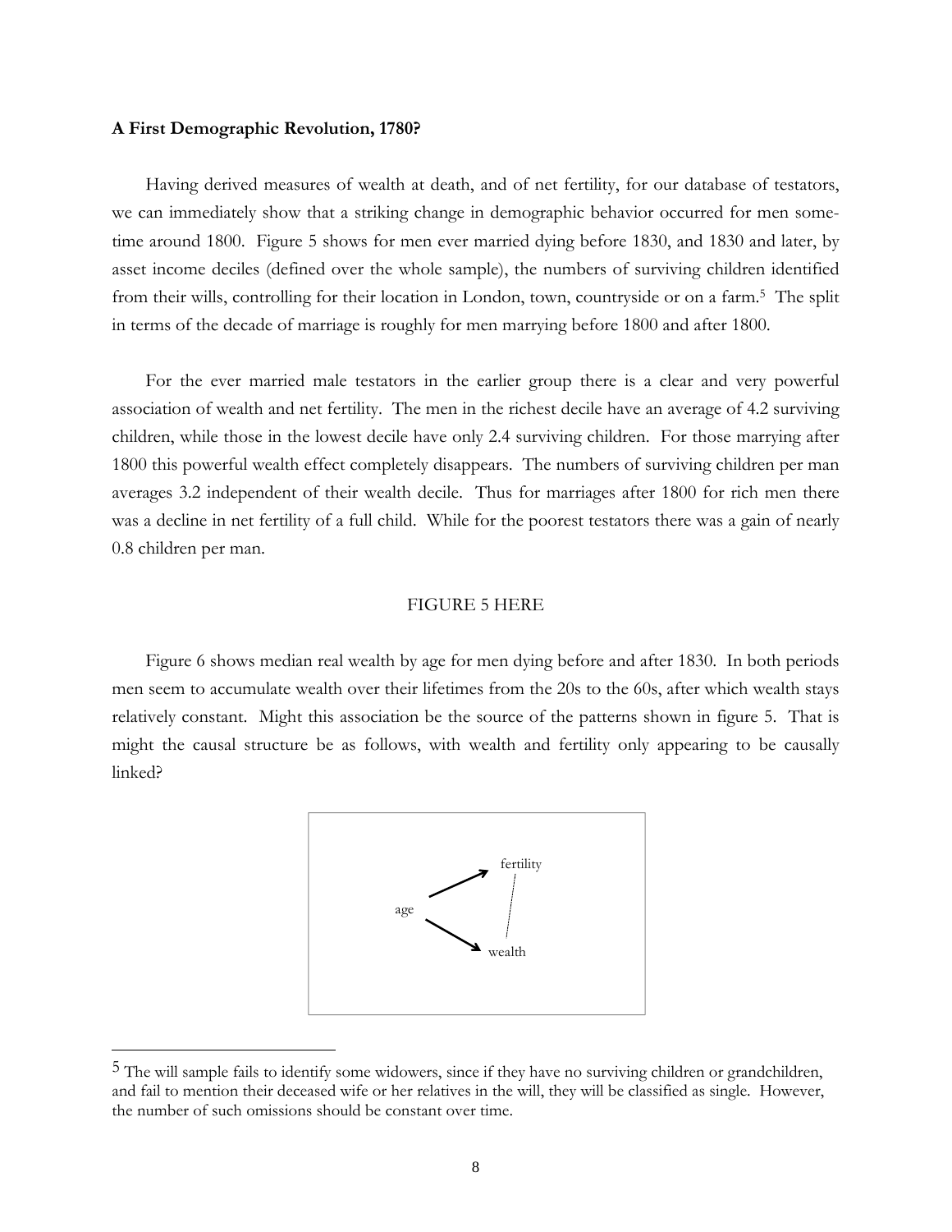**A First Demographic Revolution, 1780?**

Having derived measures of wealth at death, and of net fertility, for our database of testators, we can immediately show that a striking change in demographic behavior occurred for men sometime around 1800. Figure 5 shows for men ever married dying before 1830, and 1830 and later, by asset income deciles (defined over the whole sample), the numbers of surviving children identified from their wills, controlling for their location in London, town, countryside or on a farm.[5] The split in terms of the decade of marriage is roughly for men marrying before 1800 and after 1800.

For the ever married male testators in the earlier group there is a clear and very powerful association of wealth and net fertility. The men in the richest decile have an average of 4.2 surviving children, while those in the lowest decile have only 2.4 surviving children. For those marrying after 1800 this powerful wealth effect completely disappears. The numbers of surviving children per man averages 3.2 independent of their wealth decile. Thus for marriages after 1800 for rich men there was a decline in net fertility of a full child. While for the poorest testators there was a gain of nearly 0.8 children per man.

FIGURE 5 HERE

Figure 6 shows median real wealth by age for men dying before and after 1830. In both periods men seem to accumulate wealth over their lifetimes from the 20s to the 60s, after which wealth stays relatively constant. Might this association be the source of the patterns shown in figure 5. That is might the causal structure be as follows, with wealth and fertility only appearing to be causally linked?

age → fertility
age → wealth
(fertility - - - wealth)

---

[5] The will sample fails to identify some widowers, since if they have no surviving children or grandchildren, and fail to mention their deceased wife or her relatives in the will, they will be classified as single. However, the number of such omissions should be constant over time.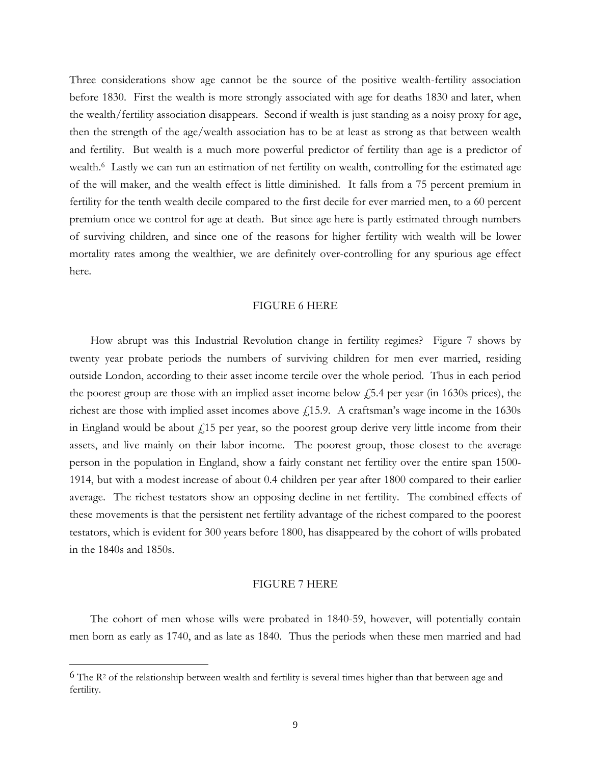Three considerations show age cannot be the source of the positive wealth-fertility association before 1830. First the wealth is more strongly associated with age for deaths 1830 and later, when the wealth/fertility association disappears. Second if wealth is just standing as a noisy proxy for age, then the strength of the age/wealth association has to be at least as strong as that between wealth and fertility. But wealth is a much more powerful predictor of fertility than age is a predictor of wealth.[6] Lastly we can run an estimation of net fertility on wealth, controlling for the estimated age of the will maker, and the wealth effect is little diminished. It falls from a 75 percent premium in fertility for the tenth wealth decile compared to the first decile for ever married men, to a 60 percent premium once we control for age at death. But since age here is partly estimated through numbers of surviving children, and since one of the reasons for higher fertility with wealth will be lower mortality rates among the wealthier, we are definitely over-controlling for any spurious age effect here.

FIGURE 6 HERE

How abrupt was this Industrial Revolution change in fertility regimes? Figure 7 shows by twenty year probate periods the numbers of surviving children for men ever married, residing outside London, according to their asset income tercile over the whole period. Thus in each period the poorest group are those with an implied asset income below £5.4 per year (in 1630s prices), the richest are those with implied asset incomes above £15.9. A craftsman's wage income in the 1630s in England would be about £15 per year, so the poorest group derive very little income from their assets, and live mainly on their labor income. The poorest group, those closest to the average person in the population in England, show a fairly constant net fertility over the entire span 1500-1914, but with a modest increase of about 0.4 children per year after 1800 compared to their earlier average. The richest testators show an opposing decline in net fertility. The combined effects of these movements is that the persistent net fertility advantage of the richest compared to the poorest testators, which is evident for 300 years before 1800, has disappeared by the cohort of wills probated in the 1840s and 1850s.

FIGURE 7 HERE

The cohort of men whose wills were probated in 1840-59, however, will potentially contain men born as early as 1740, and as late as 1840. Thus the periods when these men married and had

[6] The $R^2$ of the relationship between wealth and fertility is several times higher than that between age and fertility.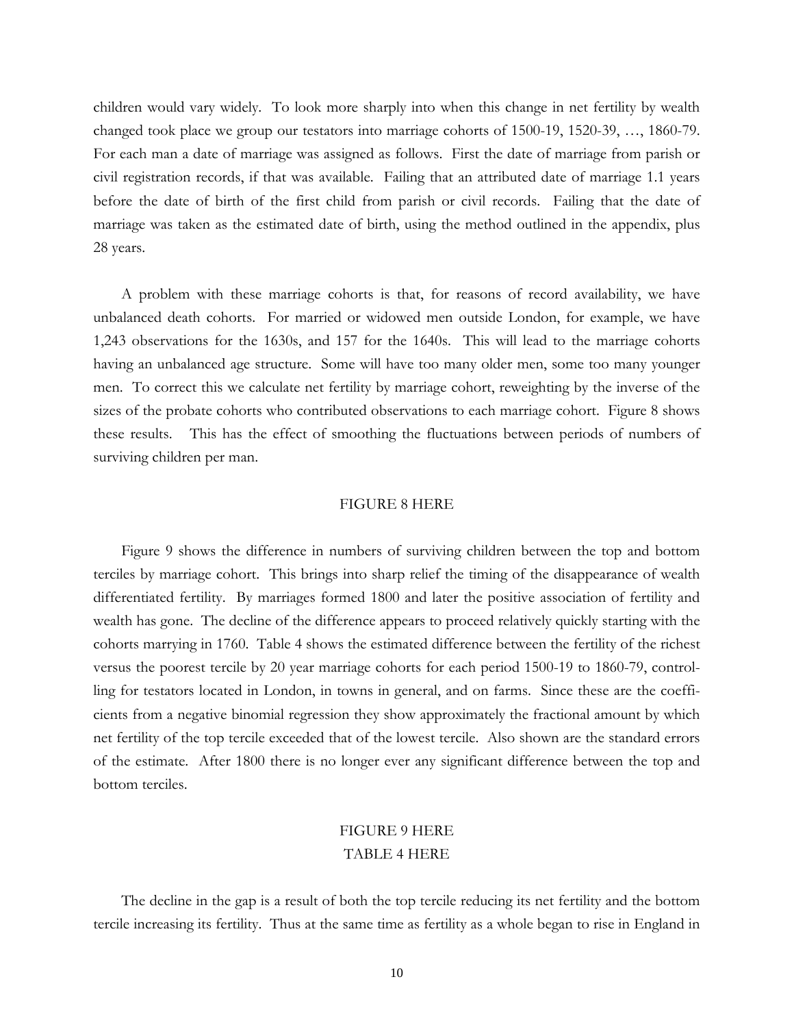children would vary widely. To look more sharply into when this change in net fertility by wealth changed took place we group our testators into marriage cohorts of 1500-19, 1520-39, …, 1860-79. For each man a date of marriage was assigned as follows. First the date of marriage from parish or civil registration records, if that was available. Failing that an attributed date of marriage 1.1 years before the date of birth of the first child from parish or civil records. Failing that the date of marriage was taken as the estimated date of birth, using the method outlined in the appendix, plus 28 years.

A problem with these marriage cohorts is that, for reasons of record availability, we have unbalanced death cohorts. For married or widowed men outside London, for example, we have 1,243 observations for the 1630s, and 157 for the 1640s. This will lead to the marriage cohorts having an unbalanced age structure. Some will have too many older men, some too many younger men. To correct this we calculate net fertility by marriage cohort, reweighting by the inverse of the sizes of the probate cohorts who contributed observations to each marriage cohort. Figure 8 shows these results. This has the effect of smoothing the fluctuations between periods of numbers of surviving children per man.

FIGURE 8 HERE

Figure 9 shows the difference in numbers of surviving children between the top and bottom terciles by marriage cohort. This brings into sharp relief the timing of the disappearance of wealth differentiated fertility. By marriages formed 1800 and later the positive association of fertility and wealth has gone. The decline of the difference appears to proceed relatively quickly starting with the cohorts marrying in 1760. Table 4 shows the estimated difference between the fertility of the richest versus the poorest tercile by 20 year marriage cohorts for each period 1500-19 to 1860-79, controlling for testators located in London, in towns in general, and on farms. Since these are the coefficients from a negative binomial regression they show approximately the fractional amount by which net fertility of the top tercile exceeded that of the lowest tercile. Also shown are the standard errors of the estimate. After 1800 there is no longer ever any significant difference between the top and bottom terciles.

FIGURE 9 HERE

TABLE 4 HERE

The decline in the gap is a result of both the top tercile reducing its net fertility and the bottom tercile increasing its fertility. Thus at the same time as fertility as a whole began to rise in England in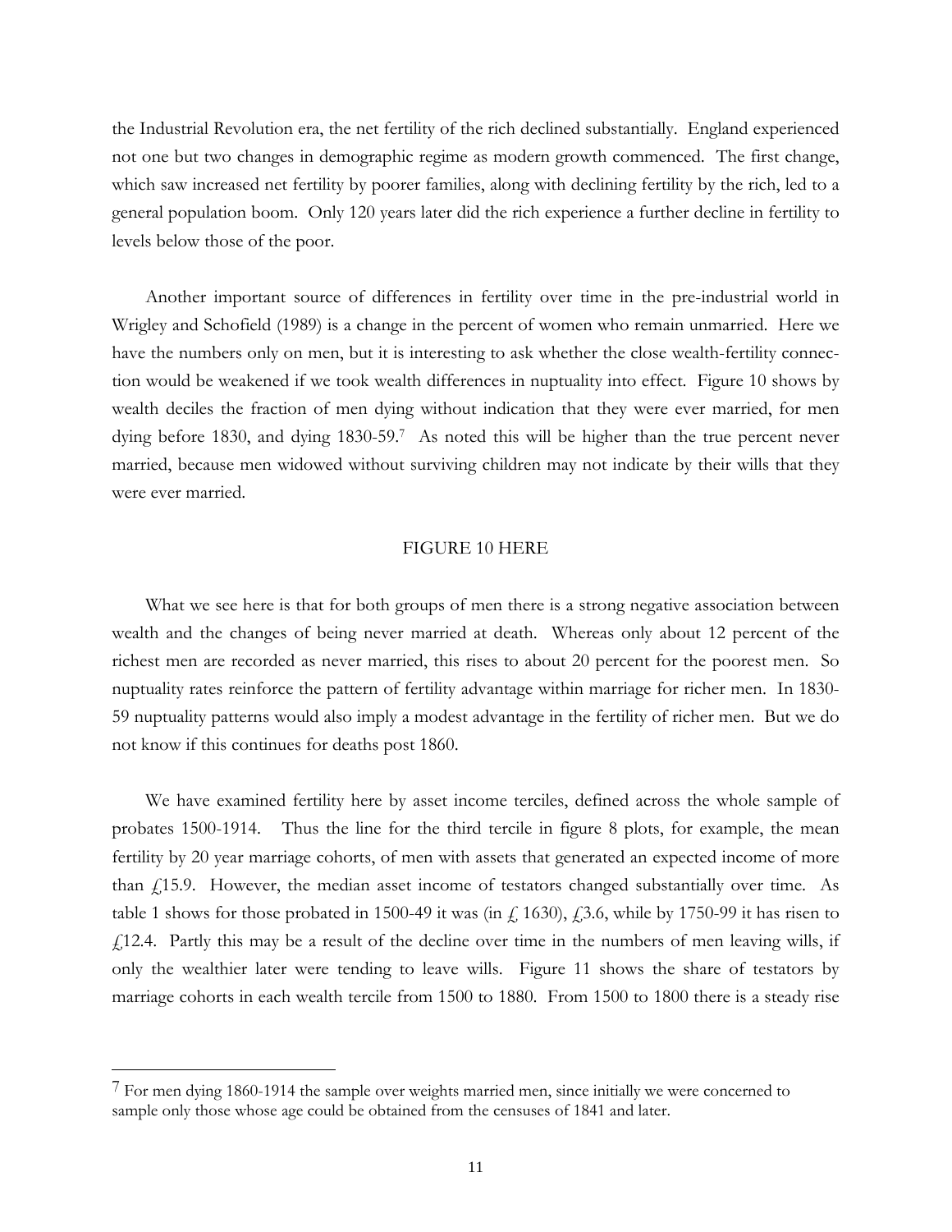the Industrial Revolution era, the net fertility of the rich declined substantially. England experienced not one but two changes in demographic regime as modern growth commenced. The first change, which saw increased net fertility by poorer families, along with declining fertility by the rich, led to a general population boom. Only 120 years later did the rich experience a further decline in fertility to levels below those of the poor.

Another important source of differences in fertility over time in the pre-industrial world in Wrigley and Schofield (1989) is a change in the percent of women who remain unmarried. Here we have the numbers only on men, but it is interesting to ask whether the close wealth-fertility connection would be weakened if we took wealth differences in nuptuality into effect. Figure 10 shows by wealth deciles the fraction of men dying without indication that they were ever married, for men dying before 1830, and dying 1830-59.[7] As noted this will be higher than the true percent never married, because men widowed without surviving children may not indicate by their wills that they were ever married.

FIGURE 10 HERE

What we see here is that for both groups of men there is a strong negative association between wealth and the changes of being never married at death. Whereas only about 12 percent of the richest men are recorded as never married, this rises to about 20 percent for the poorest men. So nuptuality rates reinforce the pattern of fertility advantage within marriage for richer men. In 1830-59 nuptuality patterns would also imply a modest advantage in the fertility of richer men. But we do not know if this continues for deaths post 1860.

We have examined fertility here by asset income terciles, defined across the whole sample of probates 1500-1914. Thus the line for the third tercile in figure 8 plots, for example, the mean fertility by 20 year marriage cohorts, of men with assets that generated an expected income of more than £15.9. However, the median asset income of testators changed substantially over time. As table 1 shows for those probated in 1500-49 it was (in £ 1630), £3.6, while by 1750-99 it has risen to £12.4. Partly this may be a result of the decline over time in the numbers of men leaving wills, if only the wealthier later were tending to leave wills. Figure 11 shows the share of testators by marriage cohorts in each wealth tercile from 1500 to 1880. From 1500 to 1800 there is a steady rise

[7] For men dying 1860-1914 the sample over weights married men, since initially we were concerned to sample only those whose age could be obtained from the censuses of 1841 and later.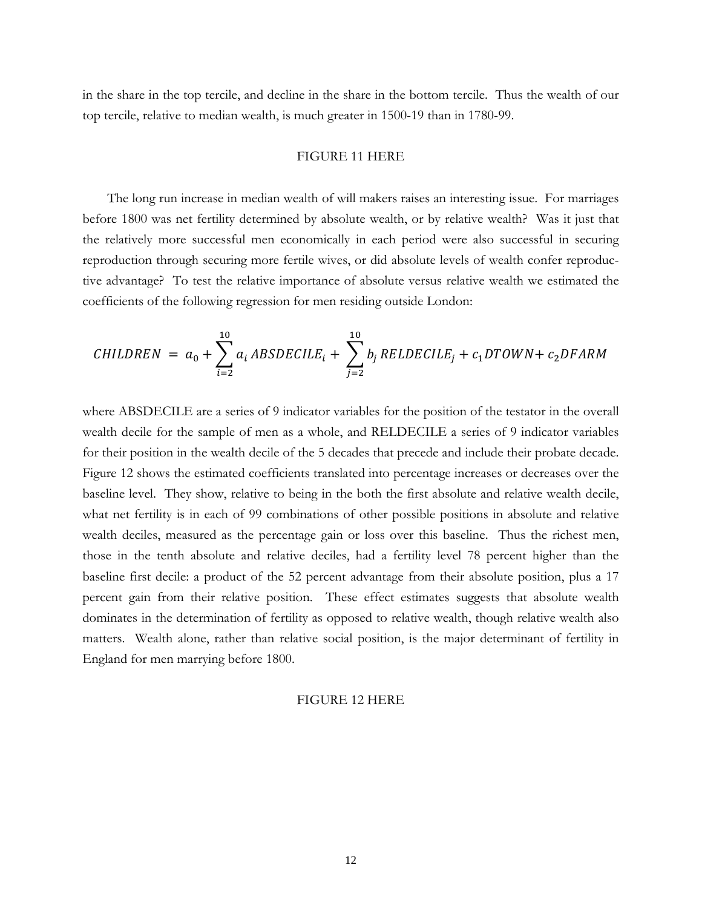in the share in the top tercile, and decline in the share in the bottom tercile. Thus the wealth of our top tercile, relative to median wealth, is much greater in 1500-19 than in 1780-99.

FIGURE 11 HERE

The long run increase in median wealth of will makers raises an interesting issue. For marriages before 1800 was net fertility determined by absolute wealth, or by relative wealth? Was it just that the relatively more successful men economically in each period were also successful in securing reproduction through securing more fertile wives, or did absolute levels of wealth confer reproductive advantage? To test the relative importance of absolute versus relative wealth we estimated the coefficients of the following regression for men residing outside London:

$$CHILDREN = a_0 + \sum_{i=2}^{10} a_i \, ABSDECILE_i + \sum_{j=2}^{10} b_j \, RELDECILE_j + c_1 DTOWN + c_2 DFARM$$

where ABSDECILE are a series of 9 indicator variables for the position of the testator in the overall wealth decile for the sample of men as a whole, and RELDECILE a series of 9 indicator variables for their position in the wealth decile of the 5 decades that precede and include their probate decade. Figure 12 shows the estimated coefficients translated into percentage increases or decreases over the baseline level. They show, relative to being in the both the first absolute and relative wealth decile, what net fertility is in each of 99 combinations of other possible positions in absolute and relative wealth deciles, measured as the percentage gain or loss over this baseline. Thus the richest men, those in the tenth absolute and relative deciles, had a fertility level 78 percent higher than the baseline first decile: a product of the 52 percent advantage from their absolute position, plus a 17 percent gain from their relative position. These effect estimates suggests that absolute wealth dominates in the determination of fertility as opposed to relative wealth, though relative wealth also matters. Wealth alone, rather than relative social position, is the major determinant of fertility in England for men marrying before 1800.

FIGURE 12 HERE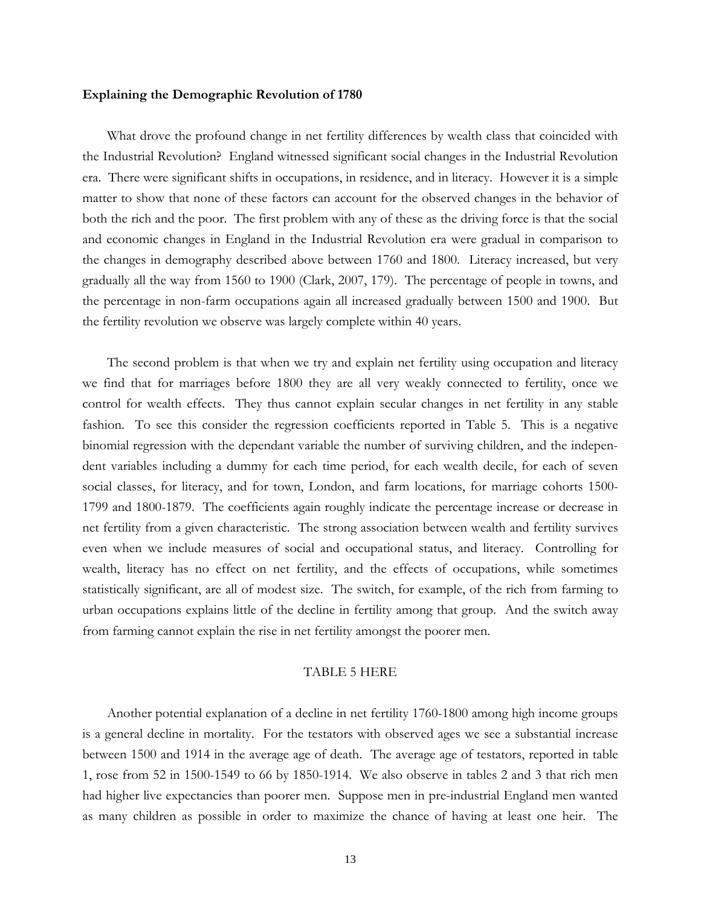**Explaining the Demographic Revolution of 1780**

What drove the profound change in net fertility differences by wealth class that coincided with the Industrial Revolution? England witnessed significant social changes in the Industrial Revolution era. There were significant shifts in occupations, in residence, and in literacy. However it is a simple matter to show that none of these factors can account for the observed changes in the behavior of both the rich and the poor. The first problem with any of these as the driving force is that the social and economic changes in England in the Industrial Revolution era were gradual in comparison to the changes in demography described above between 1760 and 1800. Literacy increased, but very gradually all the way from 1560 to 1900 (Clark, 2007, 179). The percentage of people in towns, and the percentage in non-farm occupations again all increased gradually between 1500 and 1900. But the fertility revolution we observe was largely complete within 40 years.

The second problem is that when we try and explain net fertility using occupation and literacy we find that for marriages before 1800 they are all very weakly connected to fertility, once we control for wealth effects. They thus cannot explain secular changes in net fertility in any stable fashion. To see this consider the regression coefficients reported in Table 5. This is a negative binomial regression with the dependant variable the number of surviving children, and the independent variables including a dummy for each time period, for each wealth decile, for each of seven social classes, for literacy, and for town, London, and farm locations, for marriage cohorts 1500-1799 and 1800-1879. The coefficients again roughly indicate the percentage increase or decrease in net fertility from a given characteristic. The strong association between wealth and fertility survives even when we include measures of social and occupational status, and literacy. Controlling for wealth, literacy has no effect on net fertility, and the effects of occupations, while sometimes statistically significant, are all of modest size. The switch, for example, of the rich from farming to urban occupations explains little of the decline in fertility among that group. And the switch away from farming cannot explain the rise in net fertility amongst the poorer men.

TABLE 5 HERE

Another potential explanation of a decline in net fertility 1760-1800 among high income groups is a general decline in mortality. For the testators with observed ages we see a substantial increase between 1500 and 1914 in the average age of death. The average age of testators, reported in table 1, rose from 52 in 1500-1549 to 66 by 1850-1914. We also observe in tables 2 and 3 that rich men had higher live expectancies than poorer men. Suppose men in pre-industrial England men wanted as many children as possible in order to maximize the chance of having at least one heir. The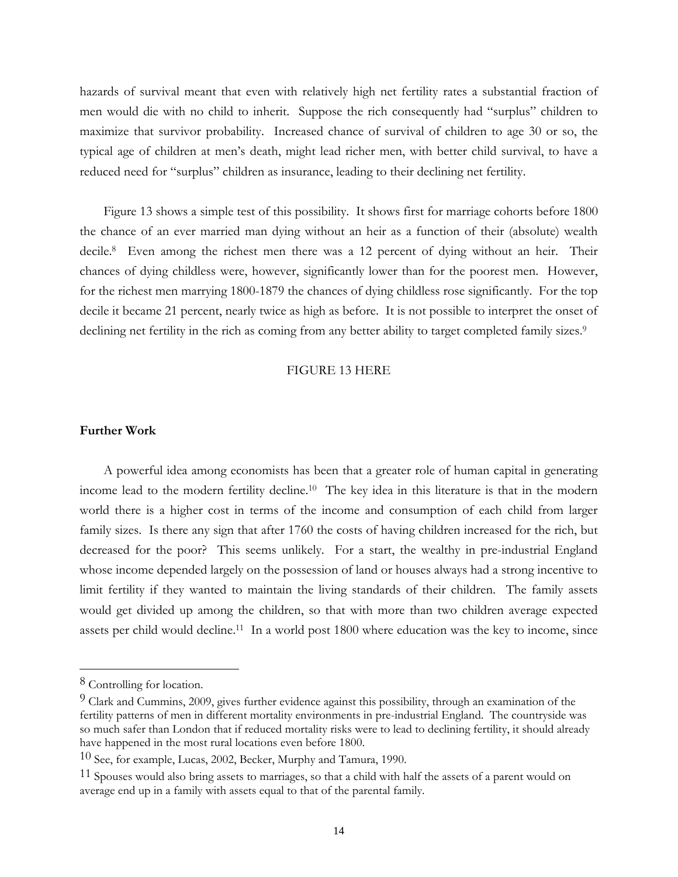hazards of survival meant that even with relatively high net fertility rates a substantial fraction of men would die with no child to inherit. Suppose the rich consequently had "surplus" children to maximize that survivor probability. Increased chance of survival of children to age 30 or so, the typical age of children at men's death, might lead richer men, with better child survival, to have a reduced need for "surplus" children as insurance, leading to their declining net fertility.

Figure 13 shows a simple test of this possibility. It shows first for marriage cohorts before 1800 the chance of an ever married man dying without an heir as a function of their (absolute) wealth decile.[8] Even among the richest men there was a 12 percent of dying without an heir. Their chances of dying childless were, however, significantly lower than for the poorest men. However, for the richest men marrying 1800-1879 the chances of dying childless rose significantly. For the top decile it became 21 percent, nearly twice as high as before. It is not possible to interpret the onset of declining net fertility in the rich as coming from any better ability to target completed family sizes.[9]

FIGURE 13 HERE

**Further Work**

A powerful idea among economists has been that a greater role of human capital in generating income lead to the modern fertility decline.[10] The key idea in this literature is that in the modern world there is a higher cost in terms of the income and consumption of each child from larger family sizes. Is there any sign that after 1760 the costs of having children increased for the rich, but decreased for the poor? This seems unlikely. For a start, the wealthy in pre-industrial England whose income depended largely on the possession of land or houses always had a strong incentive to limit fertility if they wanted to maintain the living standards of their children. The family assets would get divided up among the children, so that with more than two children average expected assets per child would decline.[11] In a world post 1800 where education was the key to income, since

---

[8] Controlling for location.

[9] Clark and Cummins, 2009, gives further evidence against this possibility, through an examination of the fertility patterns of men in different mortality environments in pre-industrial England. The countryside was so much safer than London that if reduced mortality risks were to lead to declining fertility, it should already have happened in the most rural locations even before 1800.

[10] See, for example, Lucas, 2002, Becker, Murphy and Tamura, 1990.

[11] Spouses would also bring assets to marriages, so that a child with half the assets of a parent would on average end up in a family with assets equal to that of the parental family.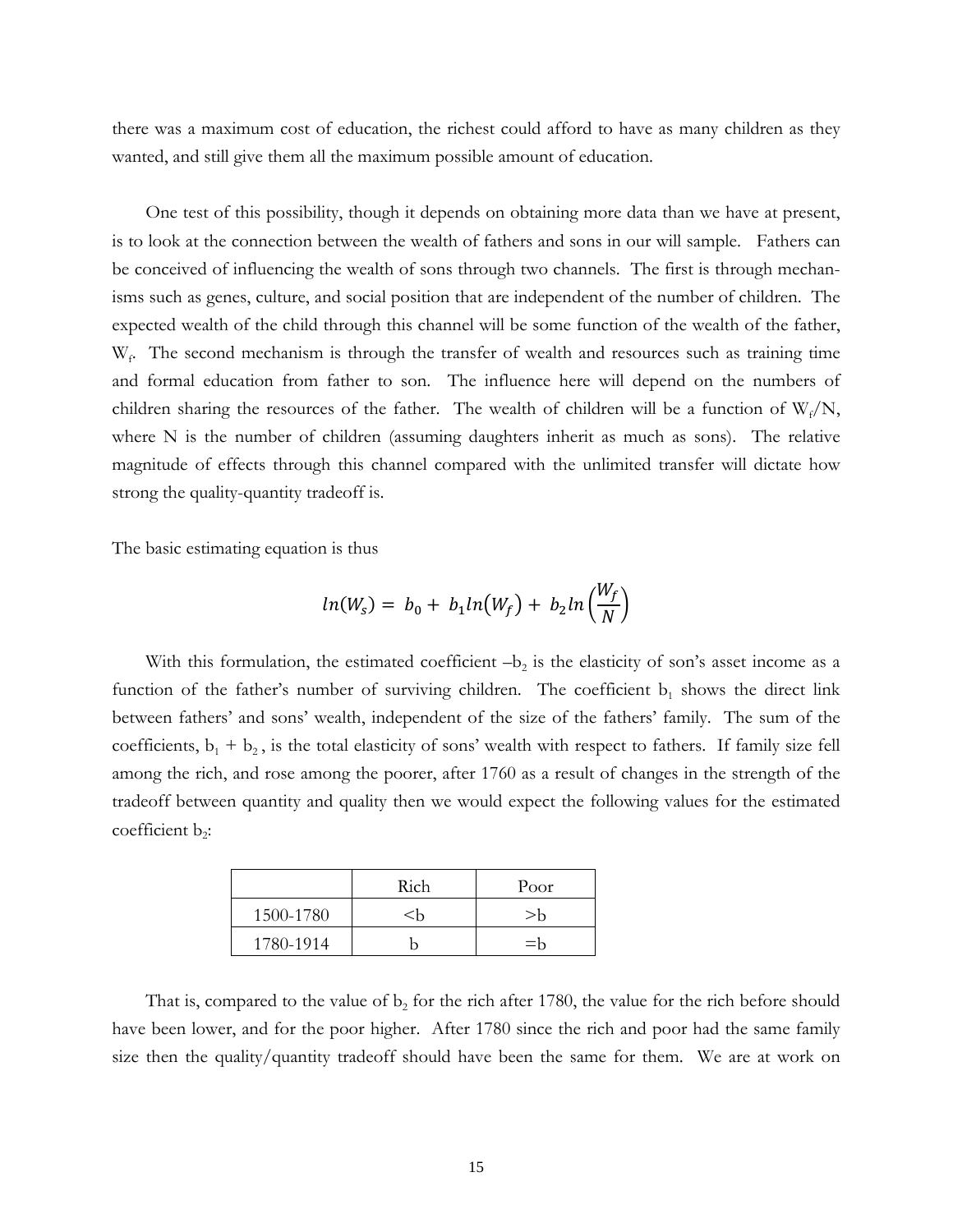there was a maximum cost of education, the richest could afford to have as many children as they wanted, and still give them all the maximum possible amount of education.

One test of this possibility, though it depends on obtaining more data than we have at present, is to look at the connection between the wealth of fathers and sons in our will sample. Fathers can be conceived of influencing the wealth of sons through two channels. The first is through mechanisms such as genes, culture, and social position that are independent of the number of children. The expected wealth of the child through this channel will be some function of the wealth of the father, $W_f$. The second mechanism is through the transfer of wealth and resources such as training time and formal education from father to son. The influence here will depend on the numbers of children sharing the resources of the father. The wealth of children will be a function of $W_f/N$, where N is the number of children (assuming daughters inherit as much as sons). The relative magnitude of effects through this channel compared with the unlimited transfer will dictate how strong the quality-quantity tradeoff is.

The basic estimating equation is thus

$$ln(W_s) = b_0 + b_1 ln(W_f) + b_2 ln\left(\frac{W_f}{N}\right)$$

With this formulation, the estimated coefficient $-b_2$ is the elasticity of son's asset income as a function of the father's number of surviving children. The coefficient $b_1$ shows the direct link between fathers' and sons' wealth, independent of the size of the fathers' family. The sum of the coefficients, $b_1 + b_2$, is the total elasticity of sons' wealth with respect to fathers. If family size fell among the rich, and rose among the poorer, after 1760 as a result of changes in the strength of the tradeoff between quantity and quality then we would expect the following values for the estimated coefficient $b_2$:

| | Rich | Poor |
|---|---|---|
| 1500-1780 | <b | >b |
| 1780-1914 | b | =b |

That is, compared to the value of $b_2$ for the rich after 1780, the value for the rich before should have been lower, and for the poor higher. After 1780 since the rich and poor had the same family size then the quality/quantity tradeoff should have been the same for them. We are at work on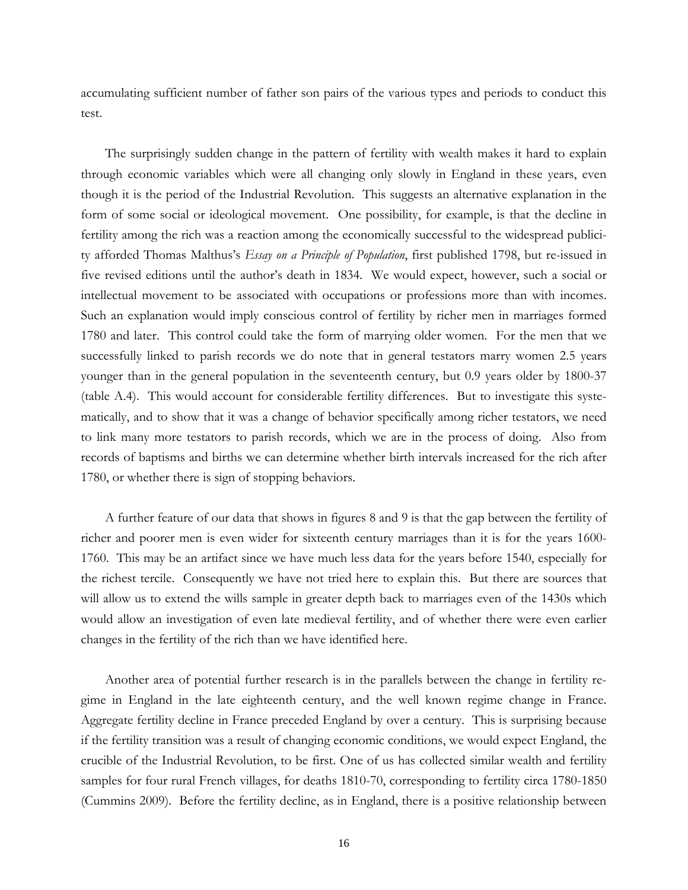accumulating sufficient number of father son pairs of the various types and periods to conduct this test.

The surprisingly sudden change in the pattern of fertility with wealth makes it hard to explain through economic variables which were all changing only slowly in England in these years, even though it is the period of the Industrial Revolution. This suggests an alternative explanation in the form of some social or ideological movement. One possibility, for example, is that the decline in fertility among the rich was a reaction among the economically successful to the widespread publicity afforded Thomas Malthus's *Essay on a Principle of Population*, first published 1798, but re-issued in five revised editions until the author's death in 1834. We would expect, however, such a social or intellectual movement to be associated with occupations or professions more than with incomes. Such an explanation would imply conscious control of fertility by richer men in marriages formed 1780 and later. This control could take the form of marrying older women. For the men that we successfully linked to parish records we do note that in general testators marry women 2.5 years younger than in the general population in the seventeenth century, but 0.9 years older by 1800-37 (table A.4). This would account for considerable fertility differences. But to investigate this systematically, and to show that it was a change of behavior specifically among richer testators, we need to link many more testators to parish records, which we are in the process of doing. Also from records of baptisms and births we can determine whether birth intervals increased for the rich after 1780, or whether there is sign of stopping behaviors.

A further feature of our data that shows in figures 8 and 9 is that the gap between the fertility of richer and poorer men is even wider for sixteenth century marriages than it is for the years 1600-1760. This may be an artifact since we have much less data for the years before 1540, especially for the richest tercile. Consequently we have not tried here to explain this. But there are sources that will allow us to extend the wills sample in greater depth back to marriages even of the 1430s which would allow an investigation of even late medieval fertility, and of whether there were even earlier changes in the fertility of the rich than we have identified here.

Another area of potential further research is in the parallels between the change in fertility regime in England in the late eighteenth century, and the well known regime change in France. Aggregate fertility decline in France preceded England by over a century. This is surprising because if the fertility transition was a result of changing economic conditions, we would expect England, the crucible of the Industrial Revolution, to be first. One of us has collected similar wealth and fertility samples for four rural French villages, for deaths 1810-70, corresponding to fertility circa 1780-1850 (Cummins 2009). Before the fertility decline, as in England, there is a positive relationship between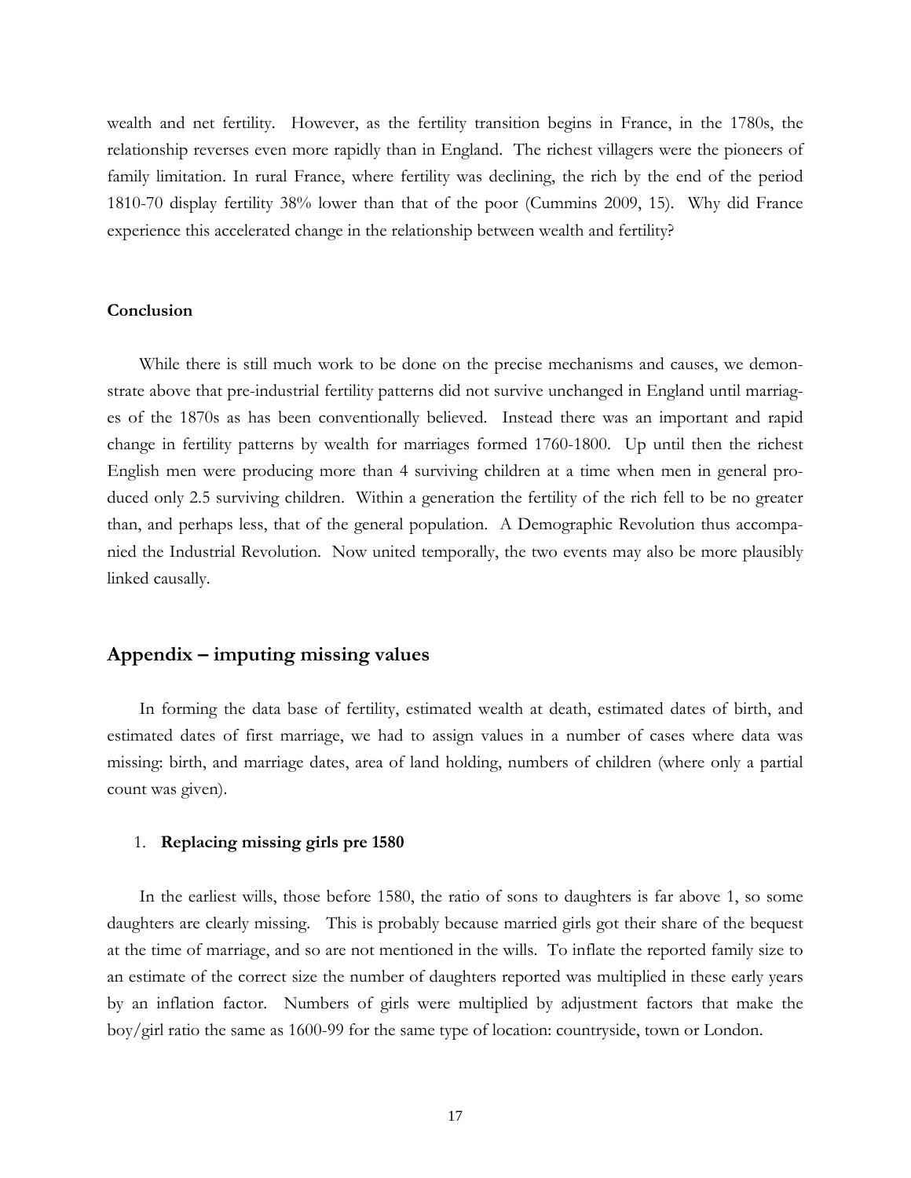wealth and net fertility. However, as the fertility transition begins in France, in the 1780s, the relationship reverses even more rapidly than in England. The richest villagers were the pioneers of family limitation. In rural France, where fertility was declining, the rich by the end of the period 1810-70 display fertility 38% lower than that of the poor (Cummins 2009, 15). Why did France experience this accelerated change in the relationship between wealth and fertility?

#### Conclusion

While there is still much work to be done on the precise mechanisms and causes, we demonstrate above that pre-industrial fertility patterns did not survive unchanged in England until marriages of the 1870s as has been conventionally believed. Instead there was an important and rapid change in fertility patterns by wealth for marriages formed 1760-1800. Up until then the richest English men were producing more than 4 surviving children at a time when men in general produced only 2.5 surviving children. Within a generation the fertility of the rich fell to be no greater than, and perhaps less, that of the general population. A Demographic Revolution thus accompanied the Industrial Revolution. Now united temporally, the two events may also be more plausibly linked causally.

## Appendix – imputing missing values

In forming the data base of fertility, estimated wealth at death, estimated dates of birth, and estimated dates of first marriage, we had to assign values in a number of cases where data was missing: birth, and marriage dates, area of land holding, numbers of children (where only a partial count was given).

1. **Replacing missing girls pre 1580**

In the earliest wills, those before 1580, the ratio of sons to daughters is far above 1, so some daughters are clearly missing. This is probably because married girls got their share of the bequest at the time of marriage, and so are not mentioned in the wills. To inflate the reported family size to an estimate of the correct size the number of daughters reported was multiplied in these early years by an inflation factor. Numbers of girls were multiplied by adjustment factors that make the boy/girl ratio the same as 1600-99 for the same type of location: countryside, town or London.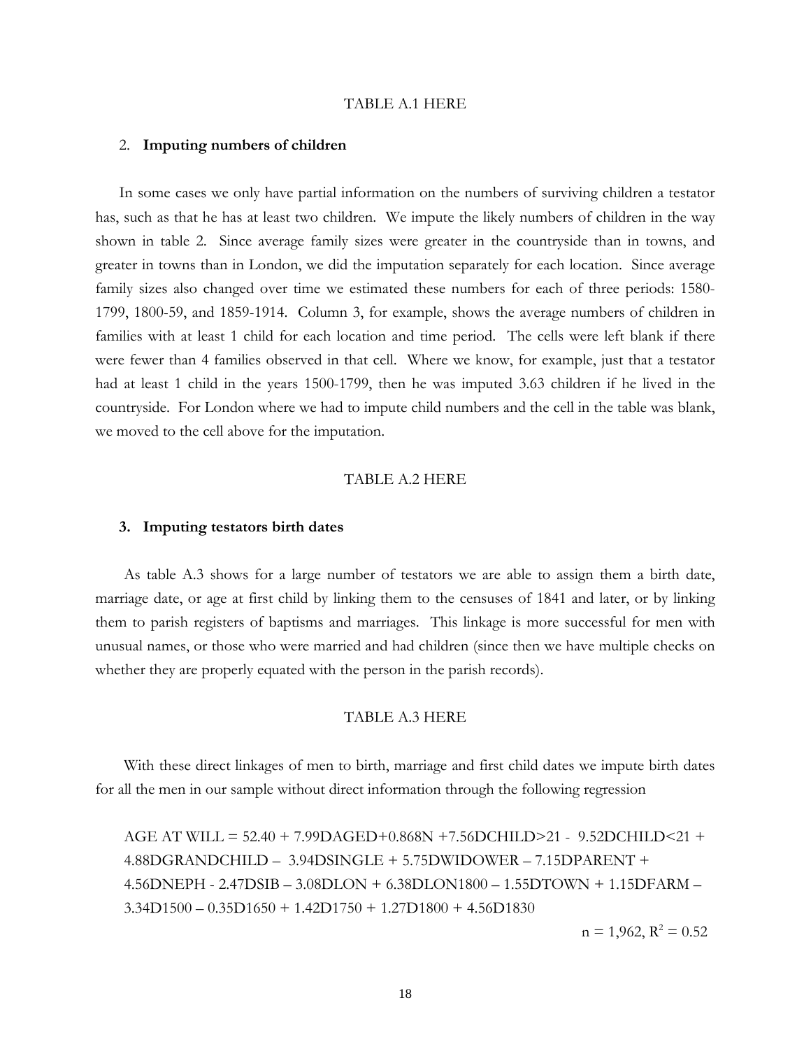TABLE A.1 HERE

## 2. **Imputing numbers of children**

In some cases we only have partial information on the numbers of surviving children a testator has, such as that he has at least two children. We impute the likely numbers of children in the way shown in table 2. Since average family sizes were greater in the countryside than in towns, and greater in towns than in London, we did the imputation separately for each location. Since average family sizes also changed over time we estimated these numbers for each of three periods: 1580-1799, 1800-59, and 1859-1914. Column 3, for example, shows the average numbers of children in families with at least 1 child for each location and time period. The cells were left blank if there were fewer than 4 families observed in that cell. Where we know, for example, just that a testator had at least 1 child in the years 1500-1799, then he was imputed 3.63 children if he lived in the countryside. For London where we had to impute child numbers and the cell in the table was blank, we moved to the cell above for the imputation.

TABLE A.2 HERE

## 3. **Imputing testators birth dates**

As table A.3 shows for a large number of testators we are able to assign them a birth date, marriage date, or age at first child by linking them to the censuses of 1841 and later, or by linking them to parish registers of baptisms and marriages. This linkage is more successful for men with unusual names, or those who were married and had children (since then we have multiple checks on whether they are properly equated with the person in the parish records).

TABLE A.3 HERE

With these direct linkages of men to birth, marriage and first child dates we impute birth dates for all the men in our sample without direct information through the following regression

AGE AT WILL = 52.40 + 7.99DAGED+0.868N +7.56DCHILD>21 - 9.52DCHILD<21 + 4.88DGRANDCHILD – 3.94DSINGLE + 5.75DWIDOWER – 7.15DPARENT + 4.56DNEPH - 2.47DSIB – 3.08DLON + 6.38DLON1800 – 1.55DTOWN + 1.15DFARM – 3.34D1500 – 0.35D1650 + 1.42D1750 + 1.27D1800 + 4.56D1830

$n = 1{,}962$, $R^2 = 0.52$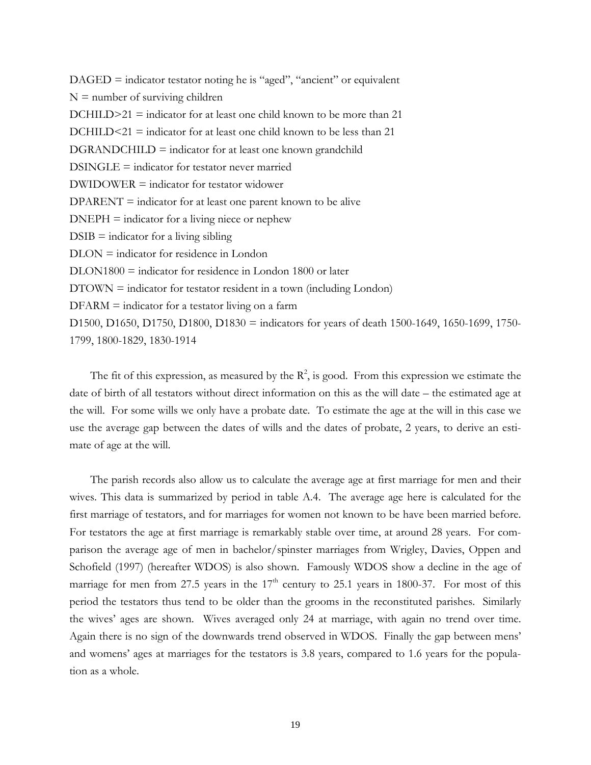DAGED = indicator testator noting he is "aged", "ancient" or equivalent

N = number of surviving children

DCHILD>21 = indicator for at least one child known to be more than 21

DCHILD<21 = indicator for at least one child known to be less than 21

DGRANDCHILD = indicator for at least one known grandchild

DSINGLE = indicator for testator never married

DWIDOWER = indicator for testator widower

DPARENT = indicator for at least one parent known to be alive

DNEPH = indicator for a living niece or nephew

DSIB = indicator for a living sibling

DLON = indicator for residence in London

DLON1800 = indicator for residence in London 1800 or later

DTOWN = indicator for testator resident in a town (including London)

DFARM = indicator for a testator living on a farm

D1500, D1650, D1750, D1800, D1830 = indicators for years of death 1500-1649, 1650-1699, 1750-1799, 1800-1829, 1830-1914

The fit of this expression, as measured by the $R^2$, is good. From this expression we estimate the date of birth of all testators without direct information on this as the will date – the estimated age at the will. For some wills we only have a probate date. To estimate the age at the will in this case we use the average gap between the dates of wills and the dates of probate, 2 years, to derive an estimate of age at the will.

The parish records also allow us to calculate the average age at first marriage for men and their wives. This data is summarized by period in table A.4. The average age here is calculated for the first marriage of testators, and for marriages for women not known to be have been married before. For testators the age at first marriage is remarkably stable over time, at around 28 years. For comparison the average age of men in bachelor/spinster marriages from Wrigley, Davies, Oppen and Schofield (1997) (hereafter WDOS) is also shown. Famously WDOS show a decline in the age of marriage for men from 27.5 years in the 17th century to 25.1 years in 1800-37. For most of this period the testators thus tend to be older than the grooms in the reconstituted parishes. Similarly the wives' ages are shown. Wives averaged only 24 at marriage, with again no trend over time. Again there is no sign of the downwards trend observed in WDOS. Finally the gap between mens' and womens' ages at marriages for the testators is 3.8 years, compared to 1.6 years for the population as a whole.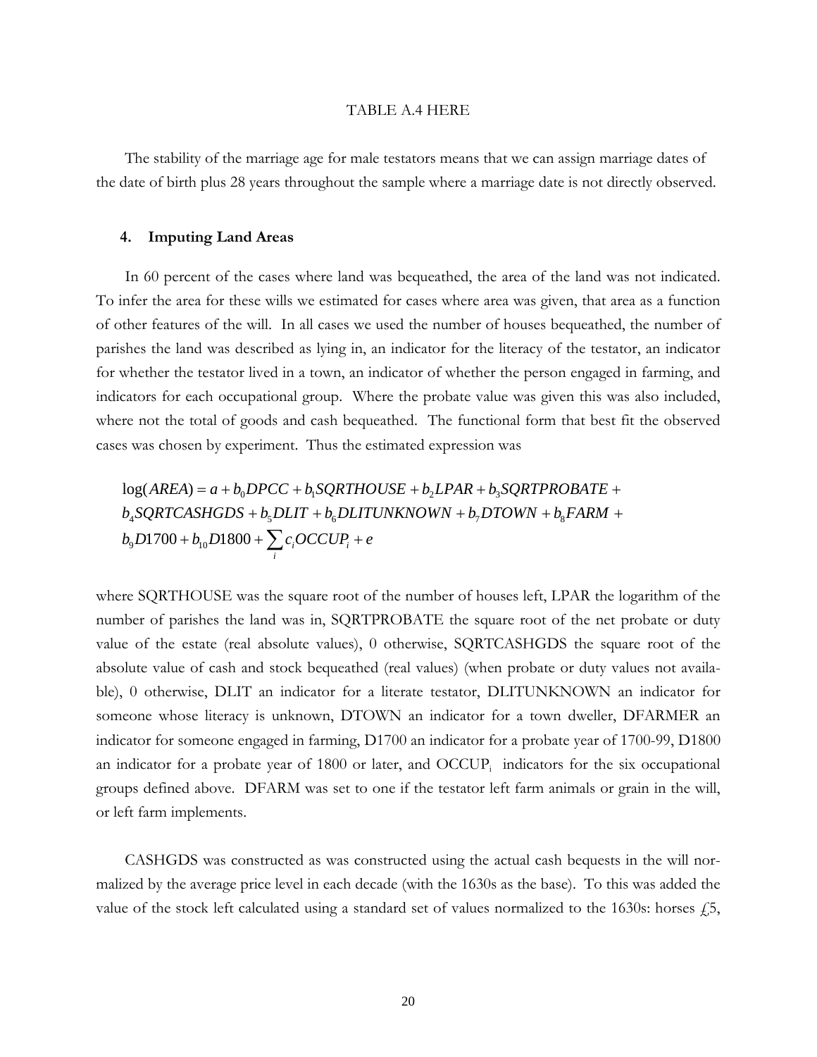TABLE A.4 HERE

The stability of the marriage age for male testators means that we can assign marriage dates of the date of birth plus 28 years throughout the sample where a marriage date is not directly observed.

### 4. Imputing Land Areas

In 60 percent of the cases where land was bequeathed, the area of the land was not indicated. To infer the area for these wills we estimated for cases where area was given, that area as a function of other features of the will. In all cases we used the number of houses bequeathed, the number of parishes the land was described as lying in, an indicator for the literacy of the testator, an indicator for whether the testator lived in a town, an indicator of whether the person engaged in farming, and indicators for each occupational group. Where the probate value was given this was also included, where not the total of goods and cash bequeathed. The functional form that best fit the observed cases was chosen by experiment. Thus the estimated expression was

$$\log(AREA) = a + b_0 DPCC + b_1 SQRTHOUSE + b_2 LPAR + b_3 SQRTPROBATE + b_4 SQRTCASHGDS + b_5 DLIT + b_6 DLITUNKNOWN + b_7 DTOWN + b_8 FARM + b_9 D1700 + b_{10} D1800 + \sum_i c_i OCCUP_i + e$$

where SQRTHOUSE was the square root of the number of houses left, LPAR the logarithm of the number of parishes the land was in, SQRTPROBATE the square root of the net probate or duty value of the estate (real absolute values), 0 otherwise, SQRTCASHGDS the square root of the absolute value of cash and stock bequeathed (real values) (when probate or duty values not available), 0 otherwise, DLIT an indicator for a literate testator, DLITUNKNOWN an indicator for someone whose literacy is unknown, DTOWN an indicator for a town dweller, DFARMER an indicator for someone engaged in farming, D1700 an indicator for a probate year of 1700-99, D1800 an indicator for a probate year of 1800 or later, and $OCCUP_i$ indicators for the six occupational groups defined above. DFARM was set to one if the testator left farm animals or grain in the will, or left farm implements.

CASHGDS was constructed as was constructed using the actual cash bequests in the will normalized by the average price level in each decade (with the 1630s as the base). To this was added the value of the stock left calculated using a standard set of values normalized to the 1630s: horses £5,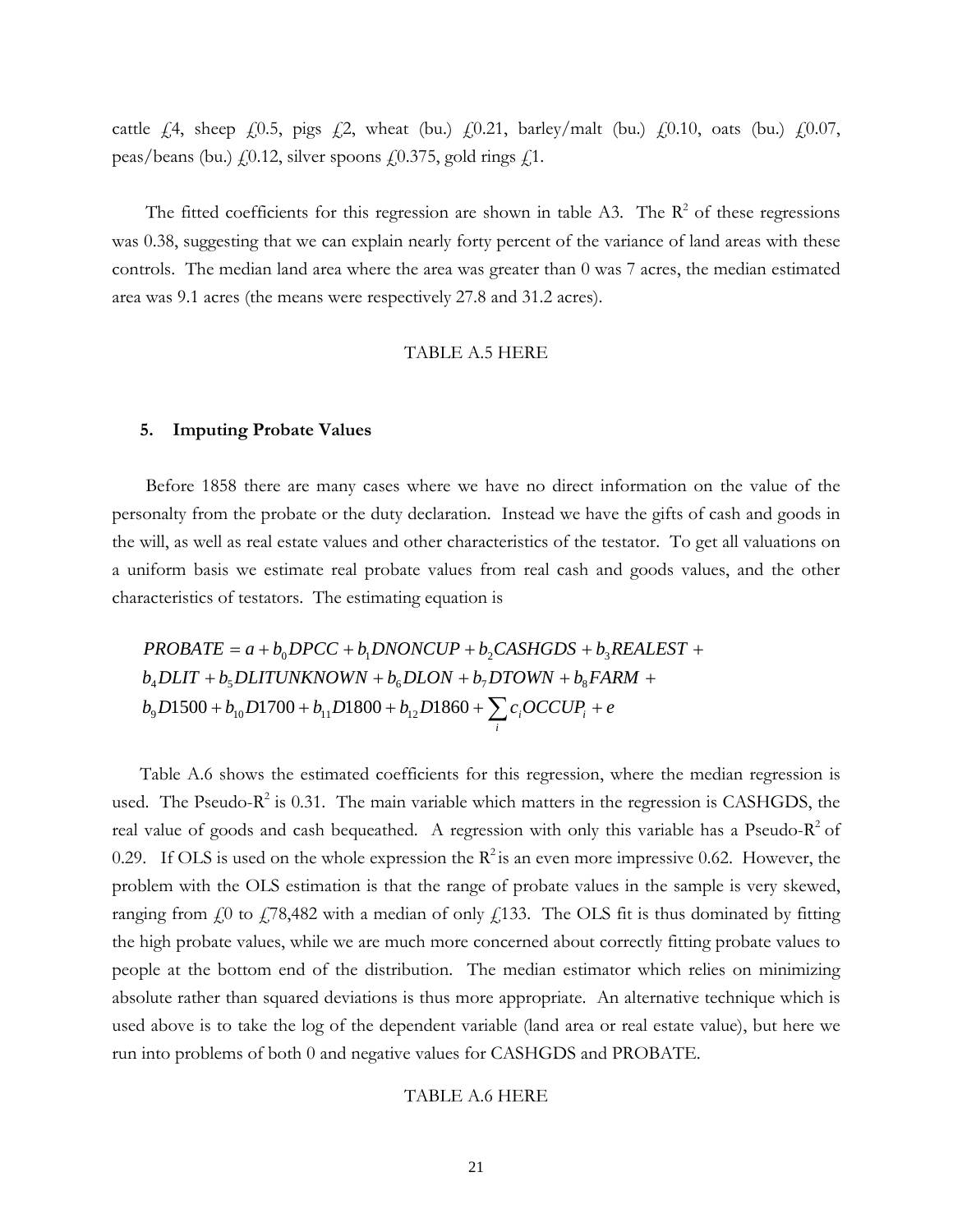cattle £4, sheep £0.5, pigs £2, wheat (bu.) £0.21, barley/malt (bu.) £0.10, oats (bu.) £0.07, peas/beans (bu.) £0.12, silver spoons £0.375, gold rings £1.

The fitted coefficients for this regression are shown in table A3. The $R^2$ of these regressions was 0.38, suggesting that we can explain nearly forty percent of the variance of land areas with these controls. The median land area where the area was greater than 0 was 7 acres, the median estimated area was 9.1 acres (the means were respectively 27.8 and 31.2 acres).

TABLE A.5 HERE

### 5. Imputing Probate Values

Before 1858 there are many cases where we have no direct information on the value of the personalty from the probate or the duty declaration. Instead we have the gifts of cash and goods in the will, as well as real estate values and other characteristics of the testator. To get all valuations on a uniform basis we estimate real probate values from real cash and goods values, and the other characteristics of testators. The estimating equation is

$$
\begin{aligned}
PROBATE &= a + b_0 DPCC + b_1 DNONCUP + b_2 CASHGDS + b_3 REALEST + \\
& b_4 DLIT + b_5 DLITUNKNOWN + b_6 DLON + b_7 DTOWN + b_8 FARM + \\
& b_9 D1500 + b_{10} D1700 + b_{11} D1800 + b_{12} D1860 + \sum_i c_i OCCUP_i + e
\end{aligned}
$$

Table A.6 shows the estimated coefficients for this regression, where the median regression is used. The Pseudo-$R^2$ is 0.31. The main variable which matters in the regression is CASHGDS, the real value of goods and cash bequeathed. A regression with only this variable has a Pseudo-$R^2$ of 0.29. If OLS is used on the whole expression the $R^2$ is an even more impressive 0.62. However, the problem with the OLS estimation is that the range of probate values in the sample is very skewed, ranging from £0 to £78,482 with a median of only £133. The OLS fit is thus dominated by fitting the high probate values, while we are much more concerned about correctly fitting probate values to people at the bottom end of the distribution. The median estimator which relies on minimizing absolute rather than squared deviations is thus more appropriate. An alternative technique which is used above is to take the log of the dependent variable (land area or real estate value), but here we run into problems of both 0 and negative values for CASHGDS and PROBATE.

TABLE A.6 HERE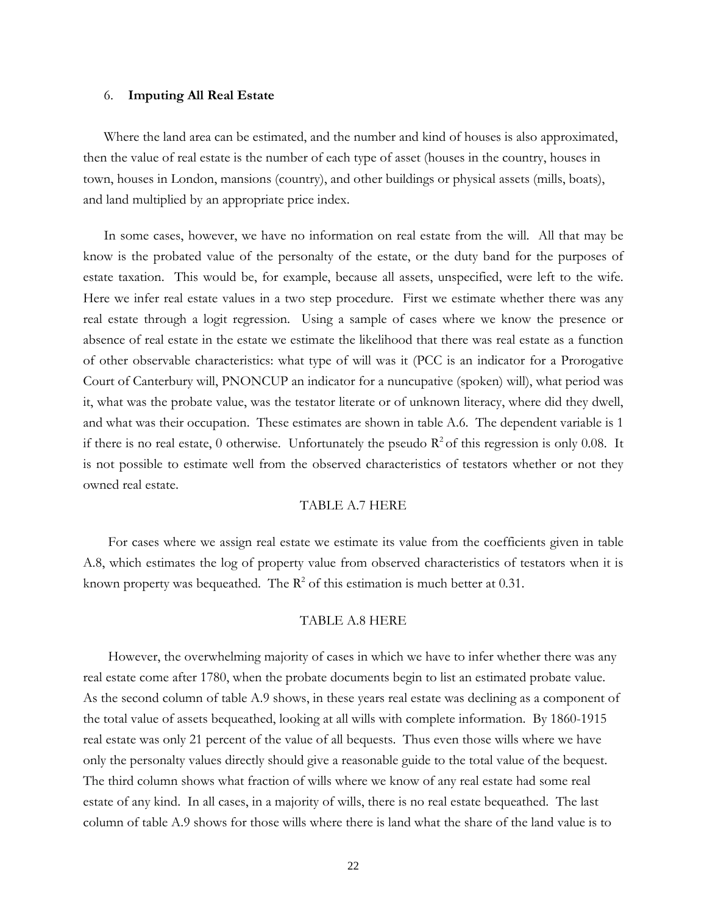## 6. **Imputing All Real Estate**

Where the land area can be estimated, and the number and kind of houses is also approximated, then the value of real estate is the number of each type of asset (houses in the country, houses in town, houses in London, mansions (country), and other buildings or physical assets (mills, boats), and land multiplied by an appropriate price index.

In some cases, however, we have no information on real estate from the will. All that may be know is the probated value of the personalty of the estate, or the duty band for the purposes of estate taxation. This would be, for example, because all assets, unspecified, were left to the wife. Here we infer real estate values in a two step procedure. First we estimate whether there was any real estate through a logit regression. Using a sample of cases where we know the presence or absence of real estate in the estate we estimate the likelihood that there was real estate as a function of other observable characteristics: what type of will was it (PCC is an indicator for a Prorogative Court of Canterbury will, PNONCUP an indicator for a nuncupative (spoken) will), what period was it, what was the probate value, was the testator literate or of unknown literacy, where did they dwell, and what was their occupation. These estimates are shown in table A.6. The dependent variable is 1 if there is no real estate, 0 otherwise. Unfortunately the pseudo $R^2$ of this regression is only 0.08. It is not possible to estimate well from the observed characteristics of testators whether or not they owned real estate.

TABLE A.7 HERE

For cases where we assign real estate we estimate its value from the coefficients given in table A.8, which estimates the log of property value from observed characteristics of testators when it is known property was bequeathed. The $R^2$ of this estimation is much better at 0.31.

TABLE A.8 HERE

However, the overwhelming majority of cases in which we have to infer whether there was any real estate come after 1780, when the probate documents begin to list an estimated probate value. As the second column of table A.9 shows, in these years real estate was declining as a component of the total value of assets bequeathed, looking at all wills with complete information. By 1860-1915 real estate was only 21 percent of the value of all bequests. Thus even those wills where we have only the personalty values directly should give a reasonable guide to the total value of the bequest. The third column shows what fraction of wills where we know of any real estate had some real estate of any kind. In all cases, in a majority of wills, there is no real estate bequeathed. The last column of table A.9 shows for those wills where there is land what the share of the land value is to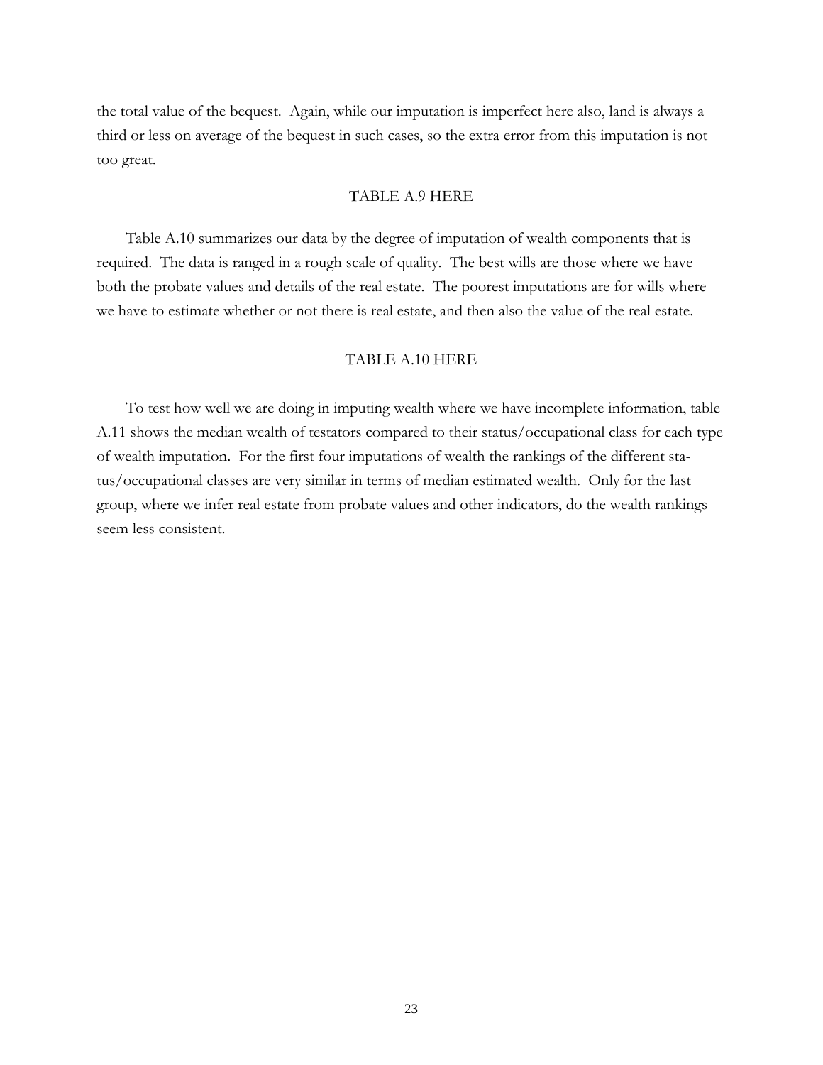the total value of the bequest. Again, while our imputation is imperfect here also, land is always a third or less on average of the bequest in such cases, so the extra error from this imputation is not too great.

TABLE A.9 HERE

Table A.10 summarizes our data by the degree of imputation of wealth components that is required. The data is ranged in a rough scale of quality. The best wills are those where we have both the probate values and details of the real estate. The poorest imputations are for wills where we have to estimate whether or not there is real estate, and then also the value of the real estate.

TABLE A.10 HERE

To test how well we are doing in imputing wealth where we have incomplete information, table A.11 shows the median wealth of testators compared to their status/occupational class for each type of wealth imputation. For the first four imputations of wealth the rankings of the different status/occupational classes are very similar in terms of median estimated wealth. Only for the last group, where we infer real estate from probate values and other indicators, do the wealth rankings seem less consistent.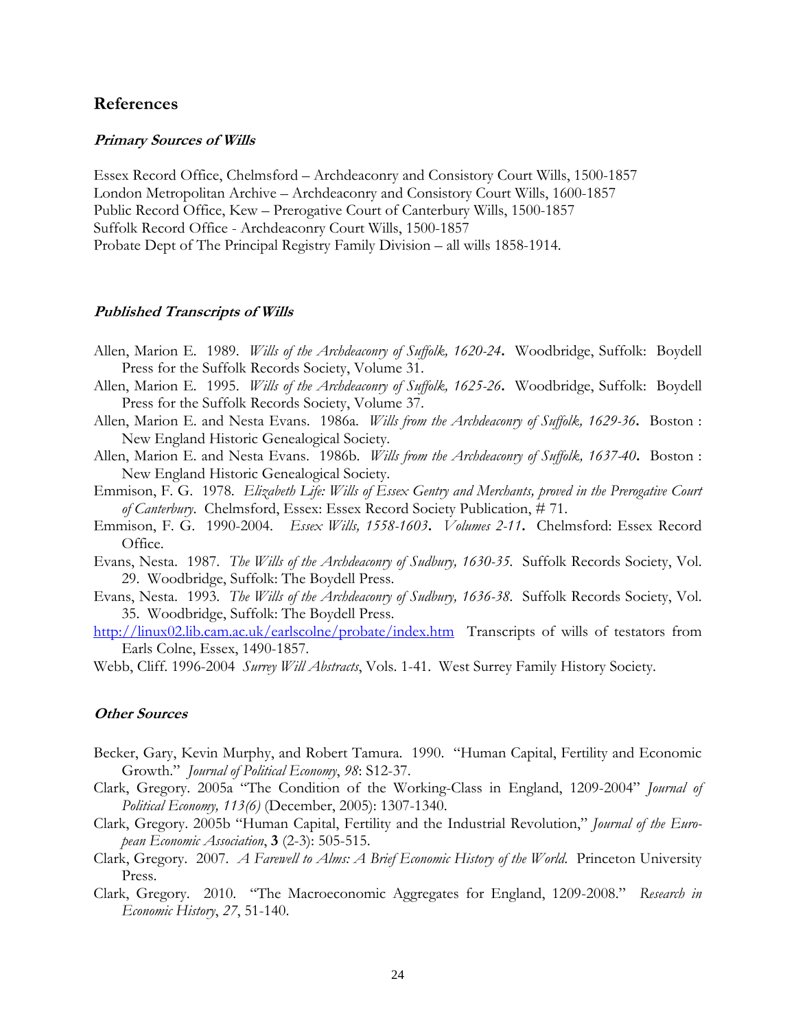## References

### ***Primary Sources of Wills***

Essex Record Office, Chelmsford – Archdeaconry and Consistory Court Wills, 1500-1857
London Metropolitan Archive – Archdeaconry and Consistory Court Wills, 1600-1857
Public Record Office, Kew – Prerogative Court of Canterbury Wills, 1500-1857
Suffolk Record Office - Archdeaconry Court Wills, 1500-1857
Probate Dept of The Principal Registry Family Division – all wills 1858-1914.

### ***Published Transcripts of Wills***

Allen, Marion E. 1989. *Wills of the Archdeaconry of Suffolk, 1620-24***.** Woodbridge, Suffolk: Boydell Press for the Suffolk Records Society, Volume 31.

Allen, Marion E. 1995. *Wills of the Archdeaconry of Suffolk, 1625-26***.** Woodbridge, Suffolk: Boydell Press for the Suffolk Records Society, Volume 37.

Allen, Marion E. and Nesta Evans. 1986a. *Wills from the Archdeaconry of Suffolk, 1629-36***.** Boston : New England Historic Genealogical Society.

Allen, Marion E. and Nesta Evans. 1986b. *Wills from the Archdeaconry of Suffolk, 1637-40***.** Boston : New England Historic Genealogical Society.

Emmison, F. G. 1978. *Elizabeth Life: Wills of Essex Gentry and Merchants, proved in the Prerogative Court of Canterbury*. Chelmsford, Essex: Essex Record Society Publication, # 71.

Emmison, F. G. 1990-2004. *Essex Wills, 1558-1603***.** *Volumes 2-11***.** Chelmsford: Essex Record Office.

Evans, Nesta. 1987. *The Wills of the Archdeaconry of Sudbury, 1630-35.* Suffolk Records Society, Vol. 29. Woodbridge, Suffolk: The Boydell Press.

Evans, Nesta. 1993. *The Wills of the Archdeaconry of Sudbury, 1636-38*. Suffolk Records Society, Vol. 35. Woodbridge, Suffolk: The Boydell Press.

http://linux02.lib.cam.ac.uk/earlscolne/probate/index.htm Transcripts of wills of testators from Earls Colne, Essex, 1490-1857.

Webb, Cliff. 1996-2004 *Surrey Will Abstracts*, Vols. 1-41. West Surrey Family History Society.

### ***Other Sources***

Becker, Gary, Kevin Murphy, and Robert Tamura. 1990. "Human Capital, Fertility and Economic Growth." *Journal of Political Economy*, *98*: S12-37.

Clark, Gregory. 2005a "The Condition of the Working-Class in England, 1209-2004" *Journal of Political Economy, 113(6)* (December, 2005): 1307-1340.

Clark, Gregory. 2005b "Human Capital, Fertility and the Industrial Revolution," *Journal of the European Economic Association*, **3** (2-3): 505-515.

Clark, Gregory. 2007. *A Farewell to Alms: A Brief Economic History of the World.* Princeton University Press.

Clark, Gregory. 2010. "The Macroeconomic Aggregates for England, 1209-2008." *Research in Economic History*, *27*, 51-140.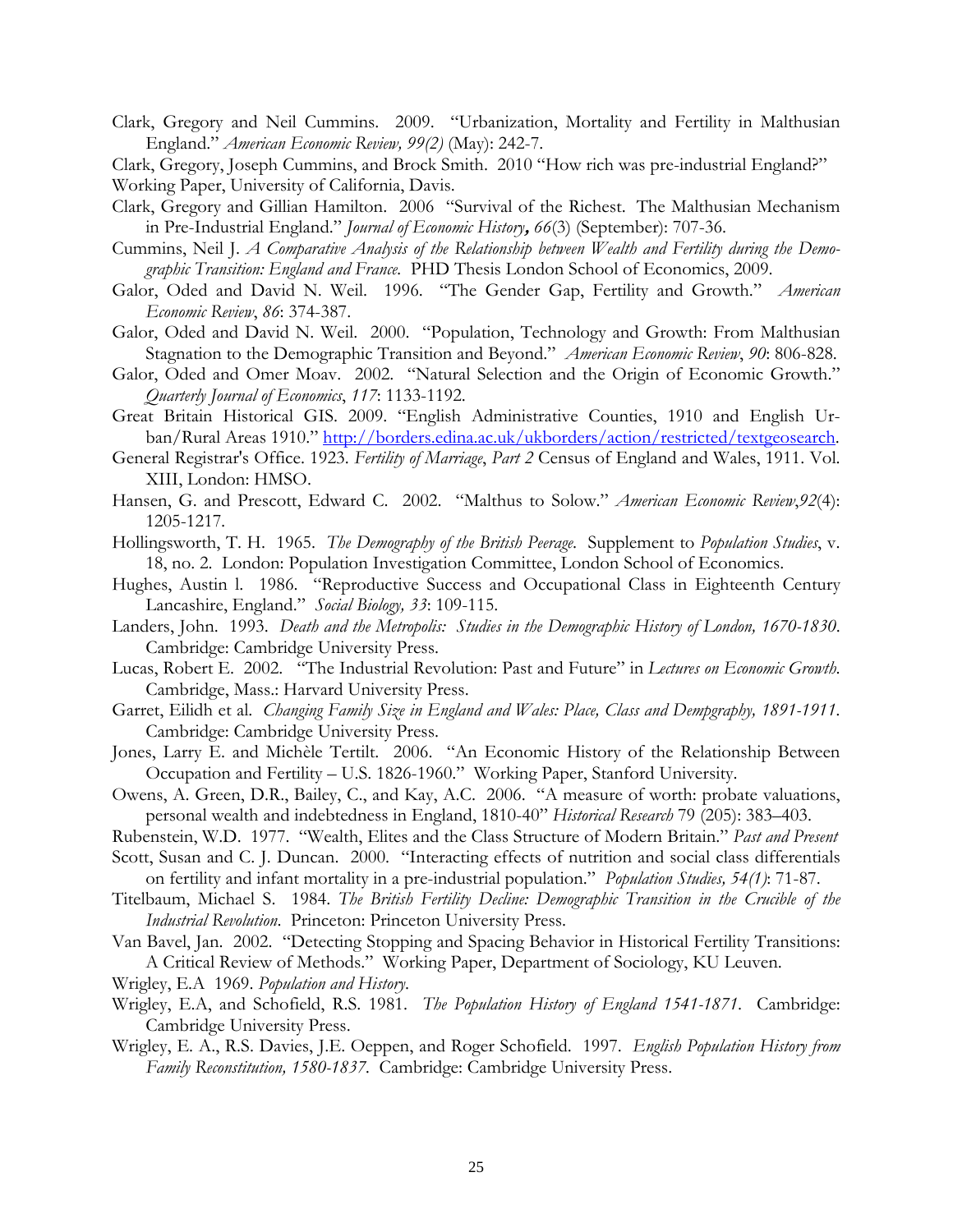Clark, Gregory and Neil Cummins. 2009. "Urbanization, Mortality and Fertility in Malthusian England." *American Economic Review, 99(2)* (May): 242-7.

Clark, Gregory, Joseph Cummins, and Brock Smith. 2010 "How rich was pre-industrial England?" Working Paper, University of California, Davis.

Clark, Gregory and Gillian Hamilton. 2006 "Survival of the Richest. The Malthusian Mechanism in Pre-Industrial England." *Journal of Economic History, 66*(3) (September): 707-36.

Cummins, Neil J. *A Comparative Analysis of the Relationship between Wealth and Fertility during the Demographic Transition: England and France.* PHD Thesis London School of Economics, 2009.

Galor, Oded and David N. Weil. 1996. "The Gender Gap, Fertility and Growth." *American Economic Review*, *86*: 374-387.

Galor, Oded and David N. Weil. 2000. "Population, Technology and Growth: From Malthusian Stagnation to the Demographic Transition and Beyond." *American Economic Review*, *90*: 806-828.

Galor, Oded and Omer Moav. 2002. "Natural Selection and the Origin of Economic Growth." *Quarterly Journal of Economics*, *117*: 1133-1192.

Great Britain Historical GIS. 2009. "English Administrative Counties, 1910 and English Urban/Rural Areas 1910." http://borders.edina.ac.uk/ukborders/action/restricted/textgeosearch.

General Registrar's Office. 1923. *Fertility of Marriage*, *Part 2* Census of England and Wales, 1911. Vol. XIII, London: HMSO.

Hansen, G. and Prescott, Edward C. 2002. "Malthus to Solow." *American Economic Review*,*92*(4): 1205-1217.

Hollingsworth, T. H. 1965. *The Demography of the British Peerage*. Supplement to *Population Studies*, v. 18, no. 2. London: Population Investigation Committee, London School of Economics.

Hughes, Austin l. 1986. "Reproductive Success and Occupational Class in Eighteenth Century Lancashire, England." *Social Biology, 33*: 109-115.

Landers, John. 1993. *Death and the Metropolis: Studies in the Demographic History of London, 1670-1830*. Cambridge: Cambridge University Press.

Lucas, Robert E. 2002. "The Industrial Revolution: Past and Future" in *Lectures on Economic Growth*. Cambridge, Mass.: Harvard University Press.

Garret, Eilidh et al. *Changing Family Size in England and Wales: Place, Class and Dempgraphy, 1891-1911*. Cambridge: Cambridge University Press.

Jones, Larry E. and Michèle Tertilt. 2006. "An Economic History of the Relationship Between Occupation and Fertility – U.S. 1826-1960." Working Paper, Stanford University.

Owens, A. Green, D.R., Bailey, C., and Kay, A.C. 2006. "A measure of worth: probate valuations, personal wealth and indebtedness in England, 1810-40" *Historical Research* 79 (205): 383–403.

Rubenstein, W.D. 1977. "Wealth, Elites and the Class Structure of Modern Britain." *Past and Present*

Scott, Susan and C. J. Duncan. 2000. "Interacting effects of nutrition and social class differentials on fertility and infant mortality in a pre-industrial population." *Population Studies, 54(1)*: 71-87.

Titelbaum, Michael S. 1984. *The British Fertility Decline: Demographic Transition in the Crucible of the Industrial Revolution*. Princeton: Princeton University Press.

Van Bavel, Jan. 2002. "Detecting Stopping and Spacing Behavior in Historical Fertility Transitions: A Critical Review of Methods." Working Paper, Department of Sociology, KU Leuven.

Wrigley, E.A 1969. *Population and History*.

Wrigley, E.A, and Schofield, R.S. 1981. *The Population History of England 1541-1871*. Cambridge: Cambridge University Press.

Wrigley, E. A., R.S. Davies, J.E. Oeppen, and Roger Schofield. 1997. *English Population History from Family Reconstitution, 1580-1837*. Cambridge: Cambridge University Press.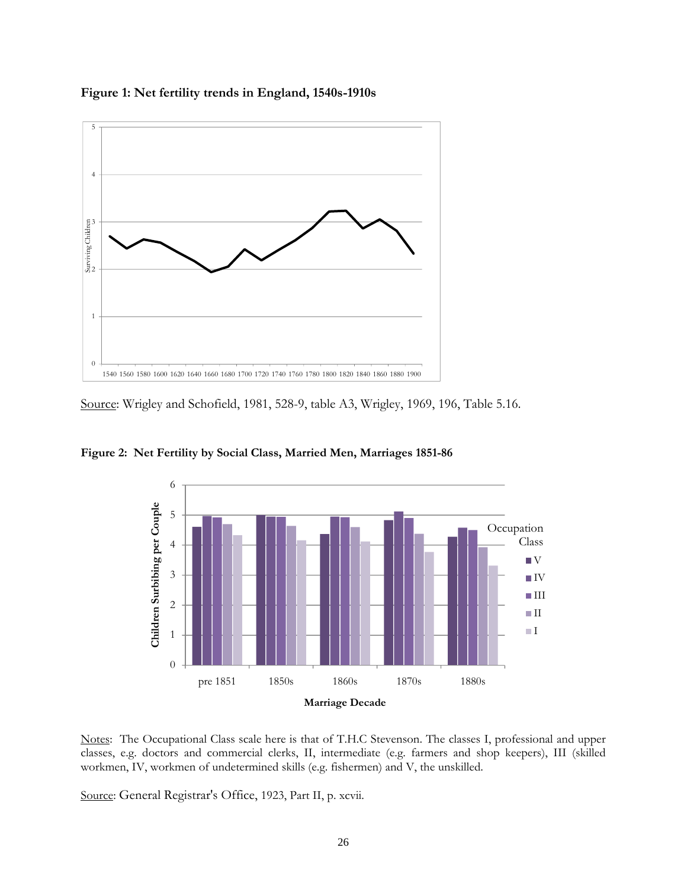**Figure 1: Net fertility trends in England, 1540s-1910s**

Source: Wrigley and Schofield, 1981, 528-9, table A3, Wrigley, 1969, 196, Table 5.16.

**Figure 2: Net Fertility by Social Class, Married Men, Marriages 1851-86**

Notes: The Occupational Class scale here is that of T.H.C Stevenson. The classes I, professional and upper classes, e.g. doctors and commercial clerks, II, intermediate (e.g. farmers and shop keepers), III (skilled workmen, IV, workmen of undetermined skills (e.g. fishermen) and V, the unskilled.

Source: General Registrar's Office, 1923, Part II, p. xcvii.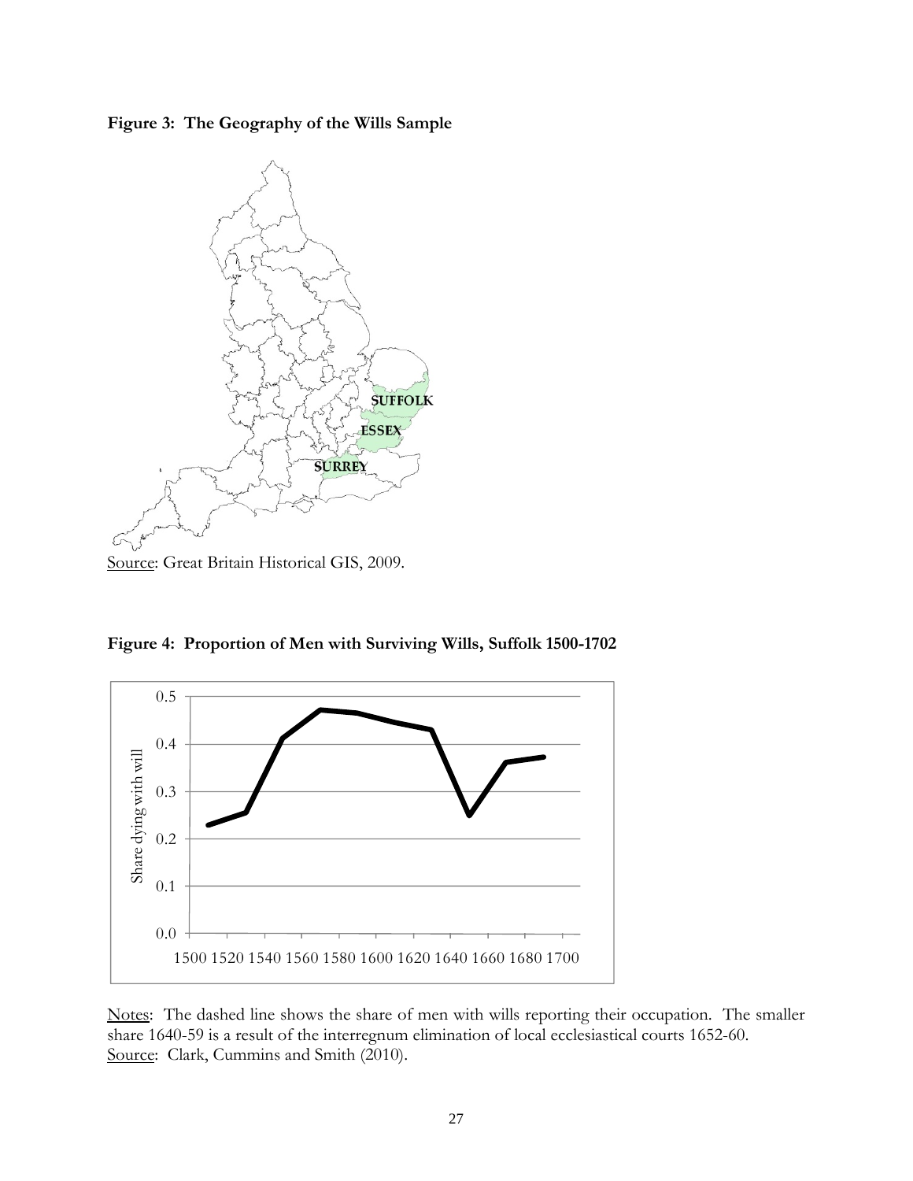**Figure 3: The Geography of the Wills Sample**

Source: Great Britain Historical GIS, 2009.

**Figure 4: Proportion of Men with Surviving Wills, Suffolk 1500-1702**

Notes: The dashed line shows the share of men with wills reporting their occupation. The smaller share 1640-59 is a result of the interregnum elimination of local ecclesiastical courts 1652-60.
Source: Clark, Cummins and Smith (2010).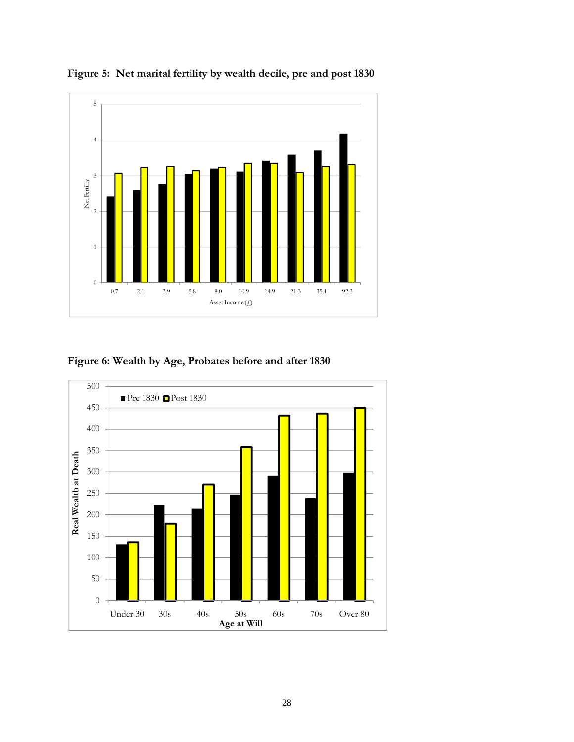**Figure 5: Net marital fertility by wealth decile, pre and post 1830**

**Figure 6: Wealth by Age, Probates before and after 1830**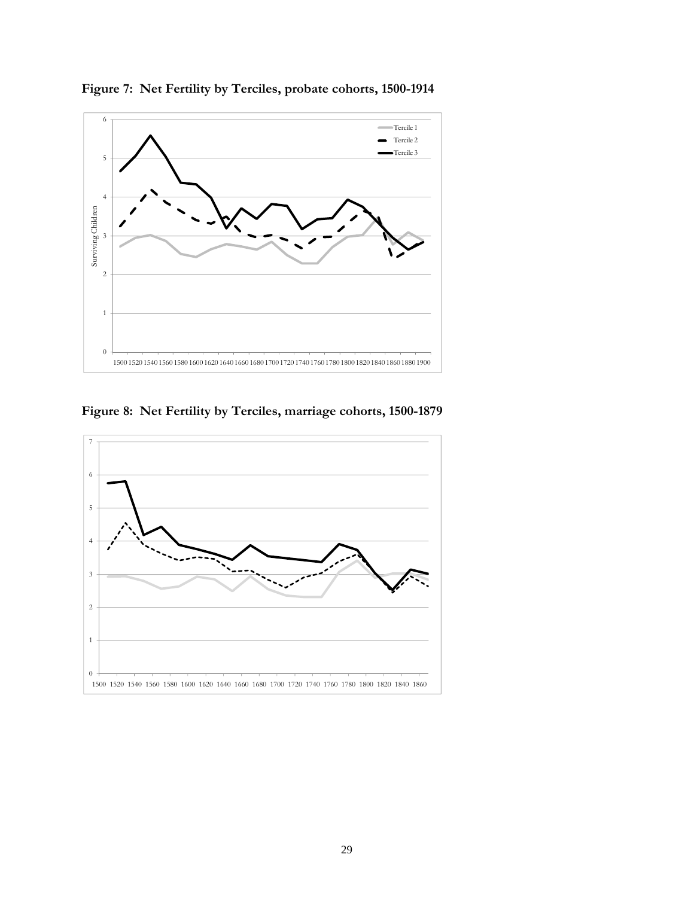**Figure 7: Net Fertility by Terciles, probate cohorts, 1500-1914**

**Figure 8: Net Fertility by Terciles, marriage cohorts, 1500-1879**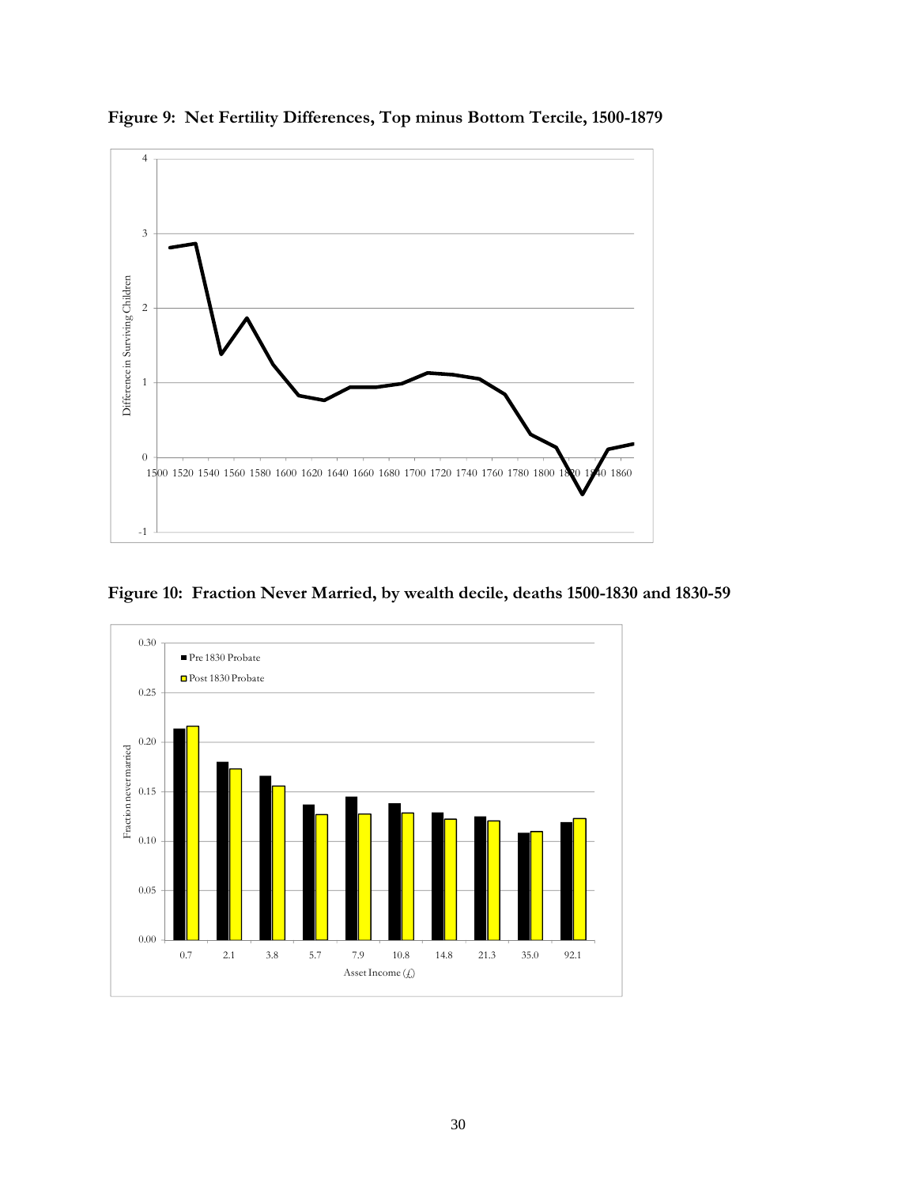**Figure 9: Net Fertility Differences, Top minus Bottom Tercile, 1500-1879**

**Figure 10: Fraction Never Married, by wealth decile, deaths 1500-1830 and 1830-59**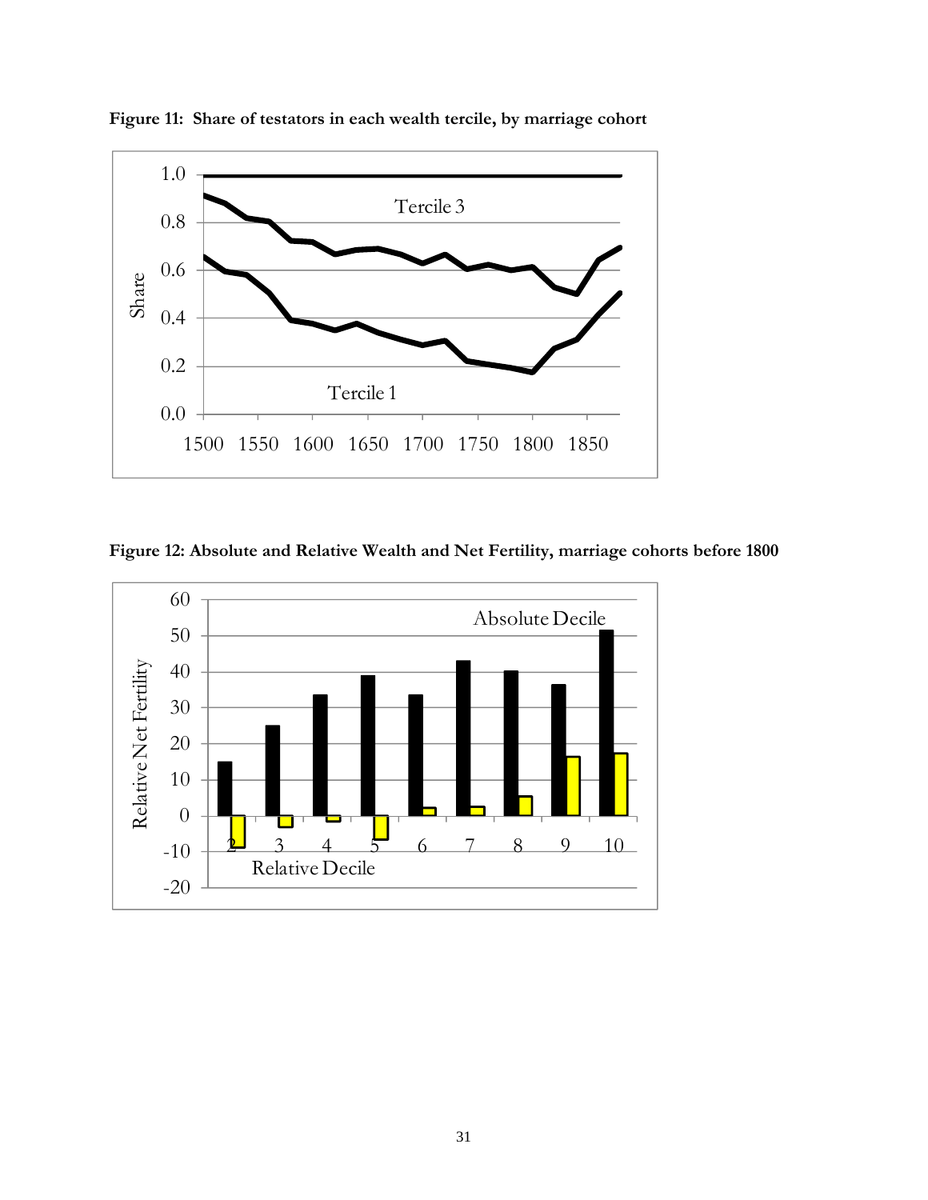**Figure 11: Share of testators in each wealth tercile, by marriage cohort**

**Figure 12: Absolute and Relative Wealth and Net Fertility, marriage cohorts before 1800**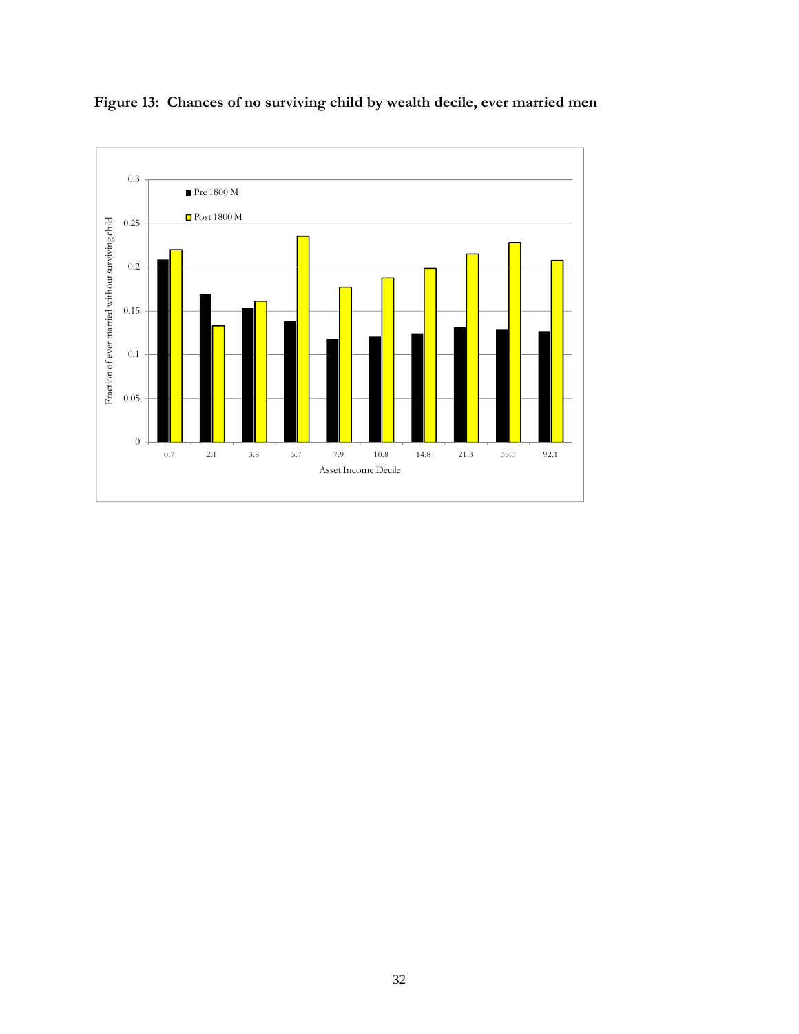**Figure 13: Chances of no surviving child by wealth decile, ever married men**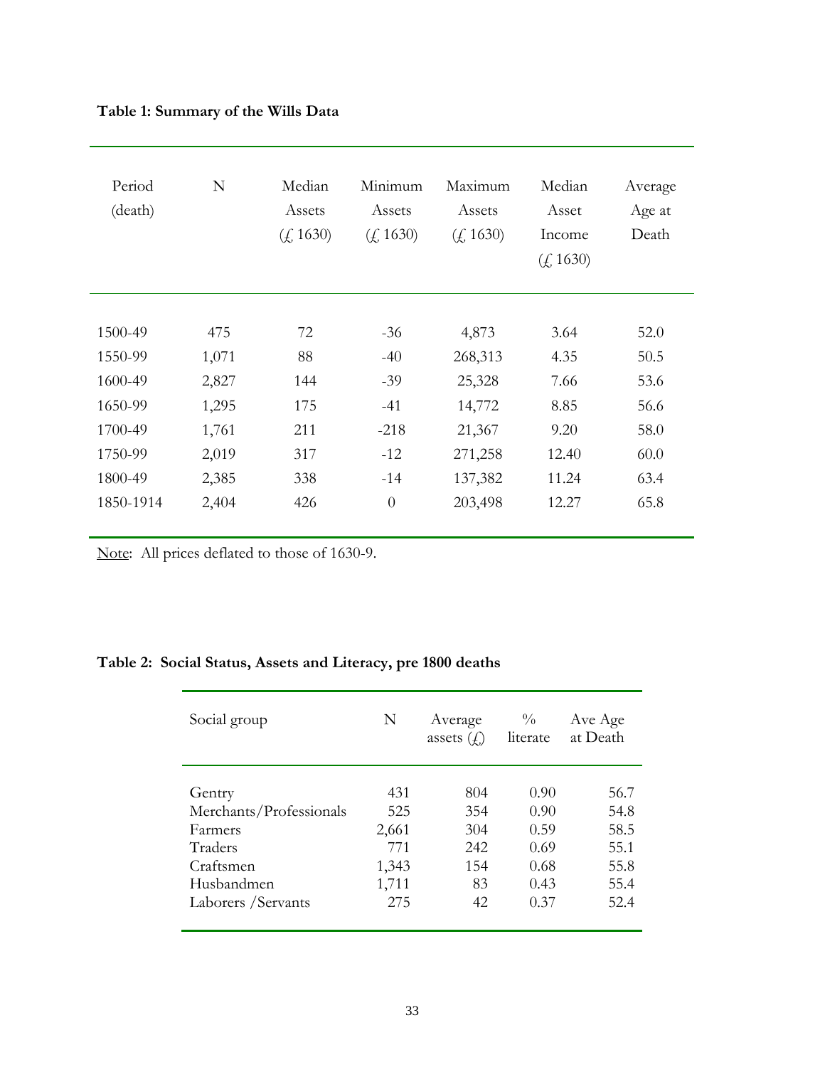**Table 1: Summary of the Wills Data**

| Period (death) | N | Median Assets (£ 1630) | Minimum Assets (£ 1630) | Maximum Assets (£ 1630) | Median Asset Income (£ 1630) | Average Age at Death |
|---|---|---|---|---|---|---|
| 1500-49 | 475 | 72 | -36 | 4,873 | 3.64 | 52.0 |
| 1550-99 | 1,071 | 88 | -40 | 268,313 | 4.35 | 50.5 |
| 1600-49 | 2,827 | 144 | -39 | 25,328 | 7.66 | 53.6 |
| 1650-99 | 1,295 | 175 | -41 | 14,772 | 8.85 | 56.6 |
| 1700-49 | 1,761 | 211 | -218 | 21,367 | 9.20 | 58.0 |
| 1750-99 | 2,019 | 317 | -12 | 271,258 | 12.40 | 60.0 |
| 1800-49 | 2,385 | 338 | -14 | 137,382 | 11.24 | 63.4 |
| 1850-1914 | 2,404 | 426 | 0 | 203,498 | 12.27 | 65.8 |

Note: All prices deflated to those of 1630-9.

**Table 2: Social Status, Assets and Literacy, pre 1800 deaths**

| Social group | N | Average assets (£) | % literate | Ave Age at Death |
|---|---|---|---|---|
| Gentry | 431 | 804 | 0.90 | 56.7 |
| Merchants/Professionals | 525 | 354 | 0.90 | 54.8 |
| Farmers | 2,661 | 304 | 0.59 | 58.5 |
| Traders | 771 | 242 | 0.69 | 55.1 |
| Craftsmen | 1,343 | 154 | 0.68 | 55.8 |
| Husbandmen | 1,711 | 83 | 0.43 | 55.4 |
| Laborers /Servants | 275 | 42 | 0.37 | 52.4 |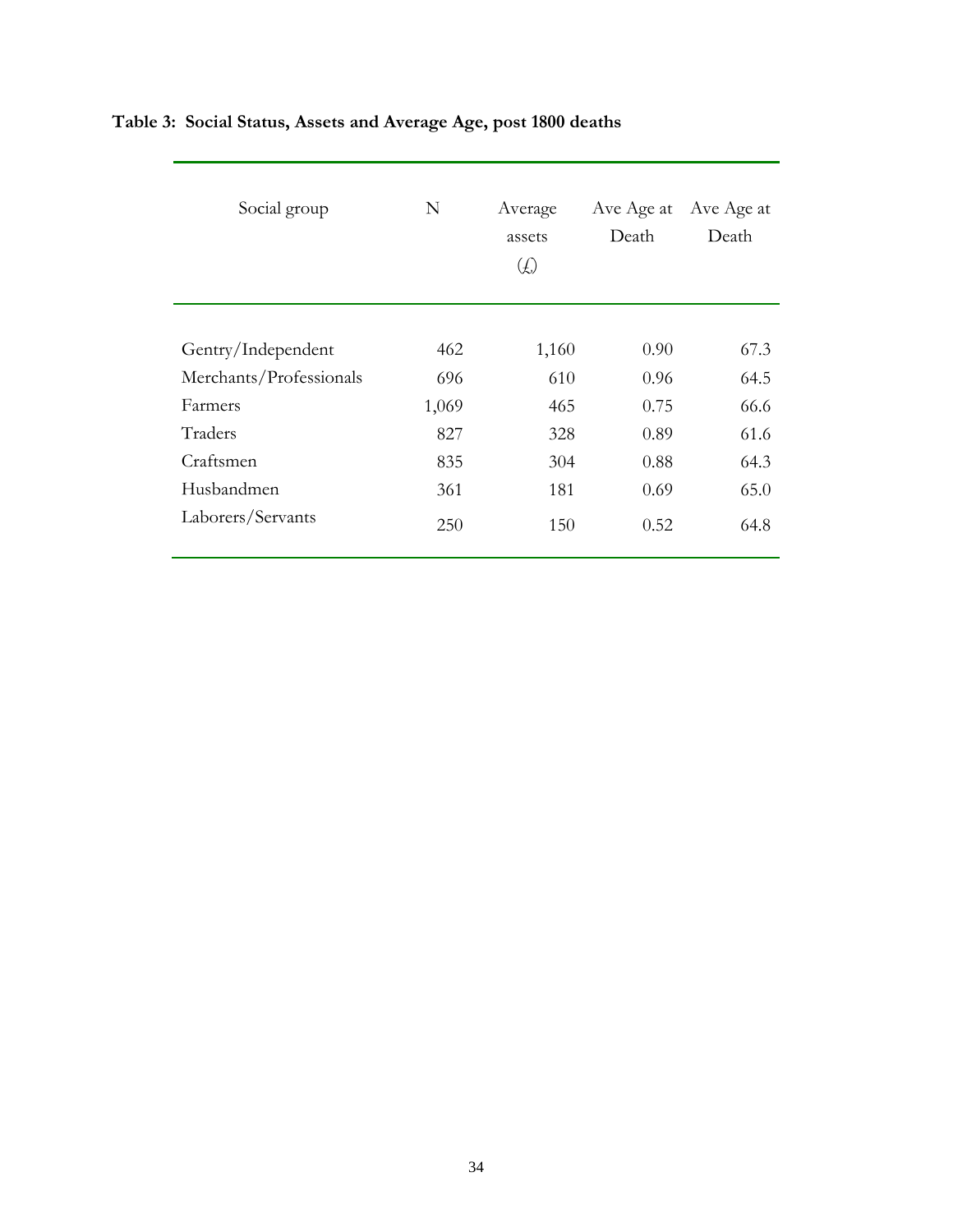**Table 3: Social Status, Assets and Average Age, post 1800 deaths**

| Social group | N | Average assets (£) | Ave Age at Death | Ave Age at Death |
|---|---|---|---|---|
| Gentry/Independent | 462 | 1,160 | 0.90 | 67.3 |
| Merchants/Professionals | 696 | 610 | 0.96 | 64.5 |
| Farmers | 1,069 | 465 | 0.75 | 66.6 |
| Traders | 827 | 328 | 0.89 | 61.6 |
| Craftsmen | 835 | 304 | 0.88 | 64.3 |
| Husbandmen | 361 | 181 | 0.69 | 65.0 |
| Laborers/Servants | 250 | 150 | 0.52 | 64.8 |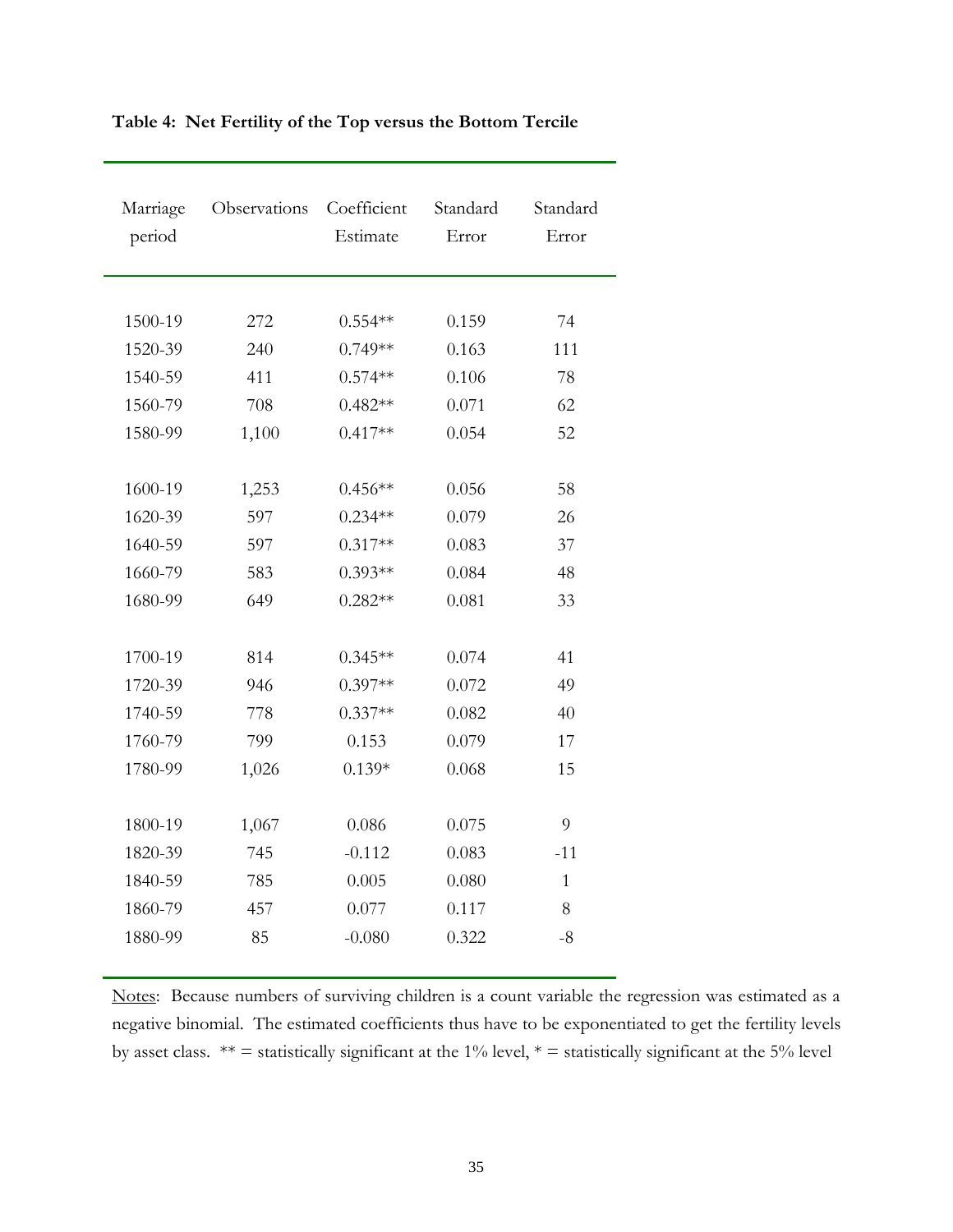**Table 4: Net Fertility of the Top versus the Bottom Tercile**

| Marriage period | Observations | Coefficient Estimate | Standard Error | Standard Error |
|---|---|---|---|---|
| 1500-19 | 272 | 0.554** | 0.159 | 74 |
| 1520-39 | 240 | 0.749** | 0.163 | 111 |
| 1540-59 | 411 | 0.574** | 0.106 | 78 |
| 1560-79 | 708 | 0.482** | 0.071 | 62 |
| 1580-99 | 1,100 | 0.417** | 0.054 | 52 |
| | | | | |
| 1600-19 | 1,253 | 0.456** | 0.056 | 58 |
| 1620-39 | 597 | 0.234** | 0.079 | 26 |
| 1640-59 | 597 | 0.317** | 0.083 | 37 |
| 1660-79 | 583 | 0.393** | 0.084 | 48 |
| 1680-99 | 649 | 0.282** | 0.081 | 33 |
| | | | | |
| 1700-19 | 814 | 0.345** | 0.074 | 41 |
| 1720-39 | 946 | 0.397** | 0.072 | 49 |
| 1740-59 | 778 | 0.337** | 0.082 | 40 |
| 1760-79 | 799 | 0.153 | 0.079 | 17 |
| 1780-99 | 1,026 | 0.139* | 0.068 | 15 |
| | | | | |
| 1800-19 | 1,067 | 0.086 | 0.075 | 9 |
| 1820-39 | 745 | -0.112 | 0.083 | -11 |
| 1840-59 | 785 | 0.005 | 0.080 | 1 |
| 1860-79 | 457 | 0.077 | 0.117 | 8 |
| 1880-99 | 85 | -0.080 | 0.322 | -8 |

Notes: Because numbers of surviving children is a count variable the regression was estimated as a negative binomial. The estimated coefficients thus have to be exponentiated to get the fertility levels by asset class. ** = statistically significant at the 1% level, * = statistically significant at the 5% level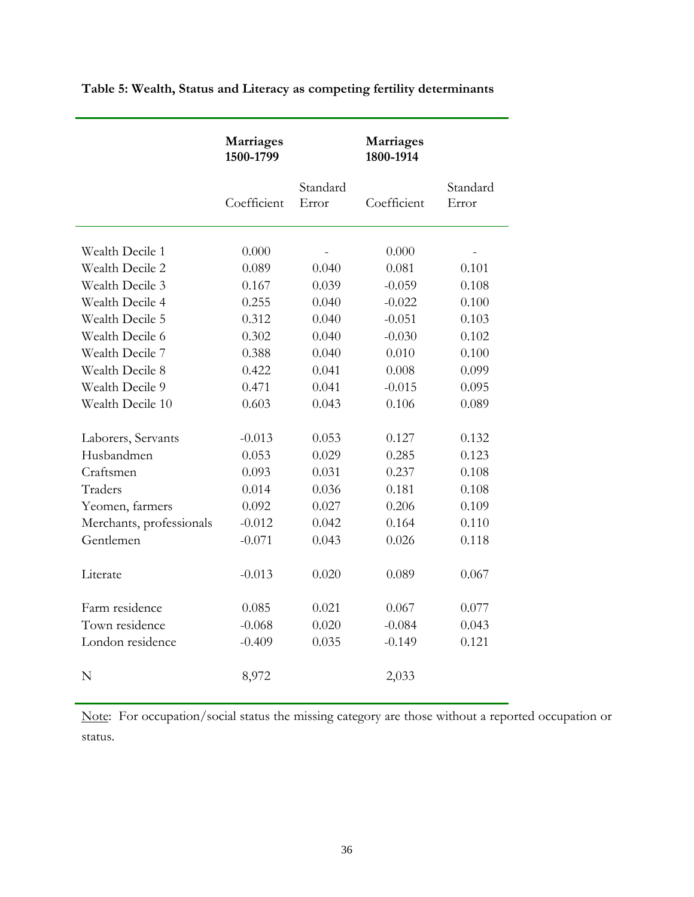**Table 5: Wealth, Status and Literacy as competing fertility determinants**

| | Marriages 1500-1799 | | Marriages 1800-1914 | |
|---|---|---|---|---|
| | Coefficient | Standard Error | Coefficient | Standard Error |
| Wealth Decile 1 | 0.000 | - | 0.000 | - |
| Wealth Decile 2 | 0.089 | 0.040 | 0.081 | 0.101 |
| Wealth Decile 3 | 0.167 | 0.039 | -0.059 | 0.108 |
| Wealth Decile 4 | 0.255 | 0.040 | -0.022 | 0.100 |
| Wealth Decile 5 | 0.312 | 0.040 | -0.051 | 0.103 |
| Wealth Decile 6 | 0.302 | 0.040 | -0.030 | 0.102 |
| Wealth Decile 7 | 0.388 | 0.040 | 0.010 | 0.100 |
| Wealth Decile 8 | 0.422 | 0.041 | 0.008 | 0.099 |
| Wealth Decile 9 | 0.471 | 0.041 | -0.015 | 0.095 |
| Wealth Decile 10 | 0.603 | 0.043 | 0.106 | 0.089 |
| Laborers, Servants | -0.013 | 0.053 | 0.127 | 0.132 |
| Husbandmen | 0.053 | 0.029 | 0.285 | 0.123 |
| Craftsmen | 0.093 | 0.031 | 0.237 | 0.108 |
| Traders | 0.014 | 0.036 | 0.181 | 0.108 |
| Yeomen, farmers | 0.092 | 0.027 | 0.206 | 0.109 |
| Merchants, professionals | -0.012 | 0.042 | 0.164 | 0.110 |
| Gentlemen | -0.071 | 0.043 | 0.026 | 0.118 |
| Literate | -0.013 | 0.020 | 0.089 | 0.067 |
| Farm residence | 0.085 | 0.021 | 0.067 | 0.077 |
| Town residence | -0.068 | 0.020 | -0.084 | 0.043 |
| London residence | -0.409 | 0.035 | -0.149 | 0.121 |
| N | 8,972 | | 2,033 | |

Note: For occupation/social status the missing category are those without a reported occupation or status.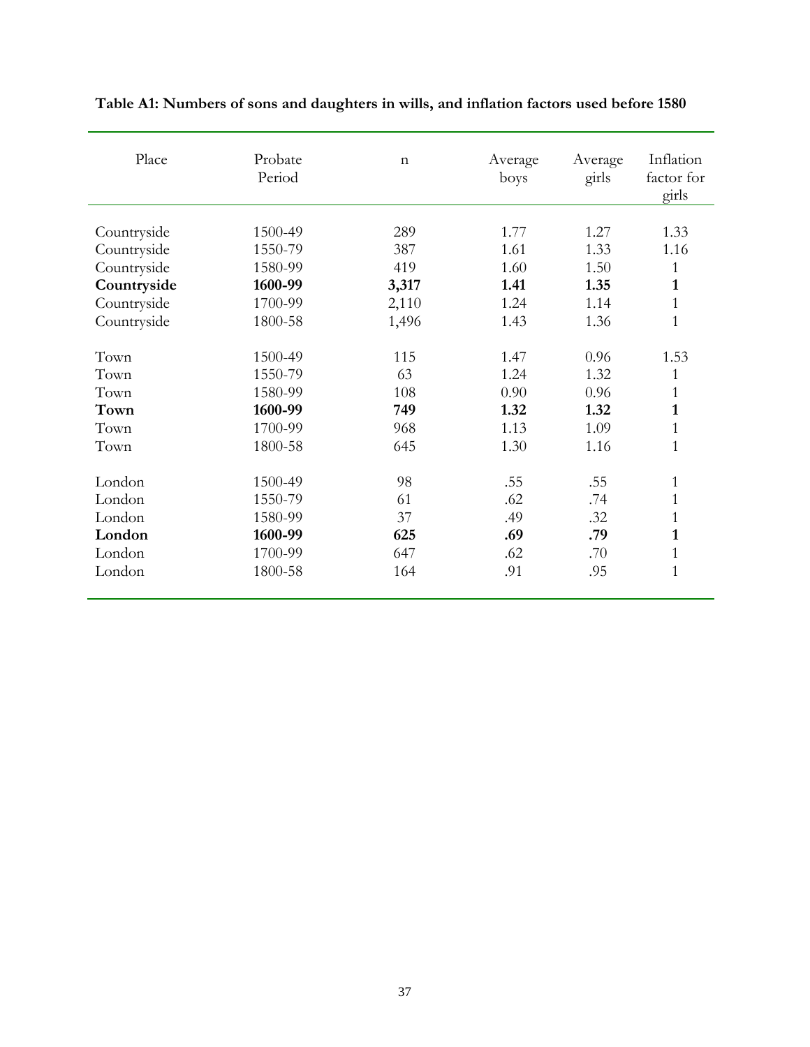**Table A1: Numbers of sons and daughters in wills, and inflation factors used before 1580**

| Place | Probate Period | n | Average boys | Average girls | Inflation factor for girls |
|---|---|---|---|---|---|
| Countryside | 1500-49 | 289 | 1.77 | 1.27 | 1.33 |
| Countryside | 1550-79 | 387 | 1.61 | 1.33 | 1.16 |
| Countryside | 1580-99 | 419 | 1.60 | 1.50 | 1 |
| **Countryside** | **1600-99** | **3,317** | **1.41** | **1.35** | **1** |
| Countryside | 1700-99 | 2,110 | 1.24 | 1.14 | 1 |
| Countryside | 1800-58 | 1,496 | 1.43 | 1.36 | 1 |
| Town | 1500-49 | 115 | 1.47 | 0.96 | 1.53 |
| Town | 1550-79 | 63 | 1.24 | 1.32 | 1 |
| Town | 1580-99 | 108 | 0.90 | 0.96 | 1 |
| **Town** | **1600-99** | **749** | **1.32** | **1.32** | **1** |
| Town | 1700-99 | 968 | 1.13 | 1.09 | 1 |
| Town | 1800-58 | 645 | 1.30 | 1.16 | 1 |
| London | 1500-49 | 98 | .55 | .55 | 1 |
| London | 1550-79 | 61 | .62 | .74 | 1 |
| London | 1580-99 | 37 | .49 | .32 | 1 |
| **London** | **1600-99** | **625** | **.69** | **.79** | **1** |
| London | 1700-99 | 647 | .62 | .70 | 1 |
| London | 1800-58 | 164 | .91 | .95 | 1 |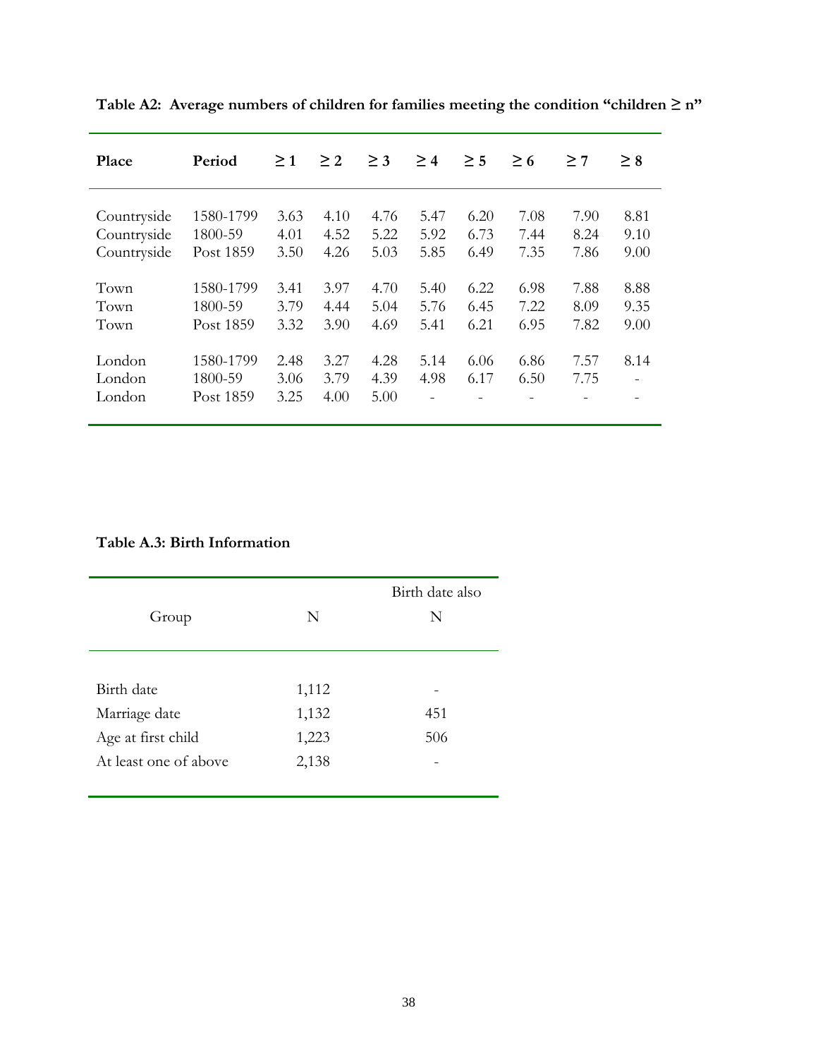**Table A2: Average numbers of children for families meeting the condition "children ≥ n"**

| Place | Period | ≥ 1 | ≥ 2 | ≥ 3 | ≥ 4 | ≥ 5 | ≥ 6 | ≥ 7 | ≥ 8 |
|---|---|---|---|---|---|---|---|---|---|
| Countryside | 1580-1799 | 3.63 | 4.10 | 4.76 | 5.47 | 6.20 | 7.08 | 7.90 | 8.81 |
| Countryside | 1800-59 | 4.01 | 4.52 | 5.22 | 5.92 | 6.73 | 7.44 | 8.24 | 9.10 |
| Countryside | Post 1859 | 3.50 | 4.26 | 5.03 | 5.85 | 6.49 | 7.35 | 7.86 | 9.00 |
| Town | 1580-1799 | 3.41 | 3.97 | 4.70 | 5.40 | 6.22 | 6.98 | 7.88 | 8.88 |
| Town | 1800-59 | 3.79 | 4.44 | 5.04 | 5.76 | 6.45 | 7.22 | 8.09 | 9.35 |
| Town | Post 1859 | 3.32 | 3.90 | 4.69 | 5.41 | 6.21 | 6.95 | 7.82 | 9.00 |
| London | 1580-1799 | 2.48 | 3.27 | 4.28 | 5.14 | 6.06 | 6.86 | 7.57 | 8.14 |
| London | 1800-59 | 3.06 | 3.79 | 4.39 | 4.98 | 6.17 | 6.50 | 7.75 | - |
| London | Post 1859 | 3.25 | 4.00 | 5.00 | - | - | - | - | - |

**Table A.3: Birth Information**

| Group | N | Birth date also N |
|---|---|---|
| Birth date | 1,112 | - |
| Marriage date | 1,132 | 451 |
| Age at first child | 1,223 | 506 |
| At least one of above | 2,138 | - |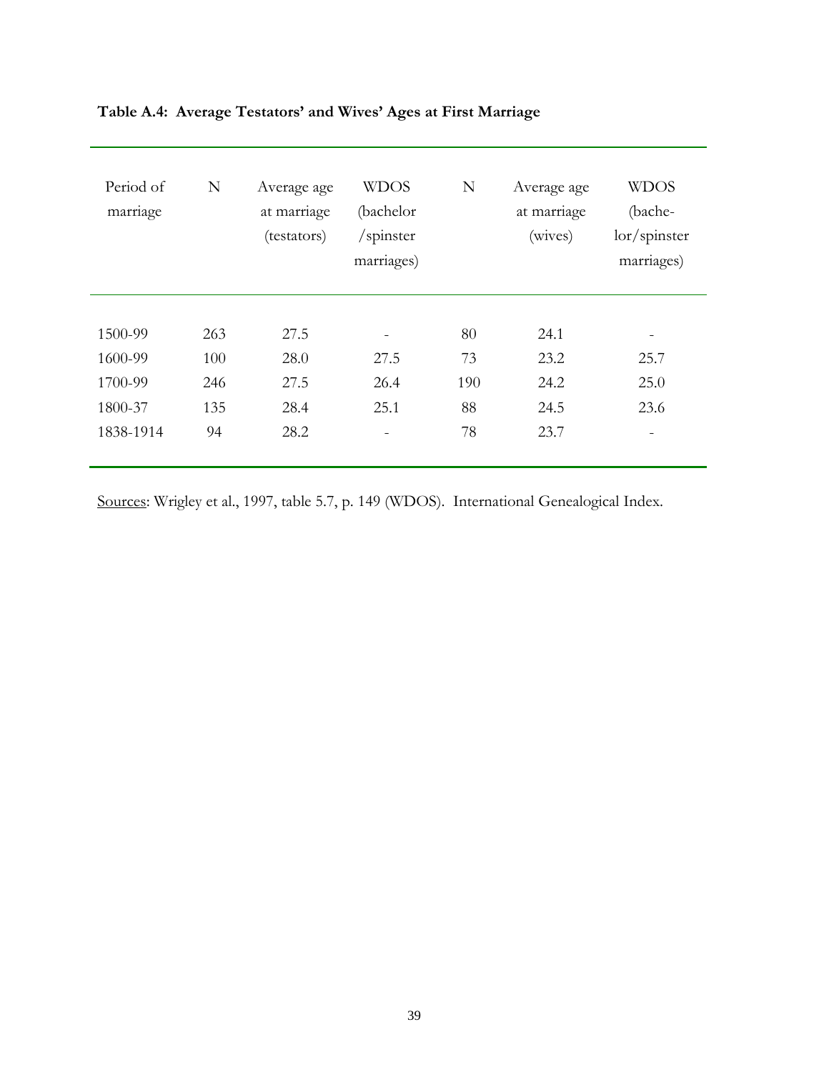**Table A.4: Average Testators' and Wives' Ages at First Marriage**

| Period of marriage | N | Average age at marriage (testators) | WDOS (bachelor /spinster marriages) | N | Average age at marriage (wives) | WDOS (bache-lor/spinster marriages) |
|---|---|---|---|---|---|---|
| 1500-99 | 263 | 27.5 | - | 80 | 24.1 | - |
| 1600-99 | 100 | 28.0 | 27.5 | 73 | 23.2 | 25.7 |
| 1700-99 | 246 | 27.5 | 26.4 | 190 | 24.2 | 25.0 |
| 1800-37 | 135 | 28.4 | 25.1 | 88 | 24.5 | 23.6 |
| 1838-1914 | 94 | 28.2 | - | 78 | 23.7 | - |

Sources: Wrigley et al., 1997, table 5.7, p. 149 (WDOS). International Genealogical Index.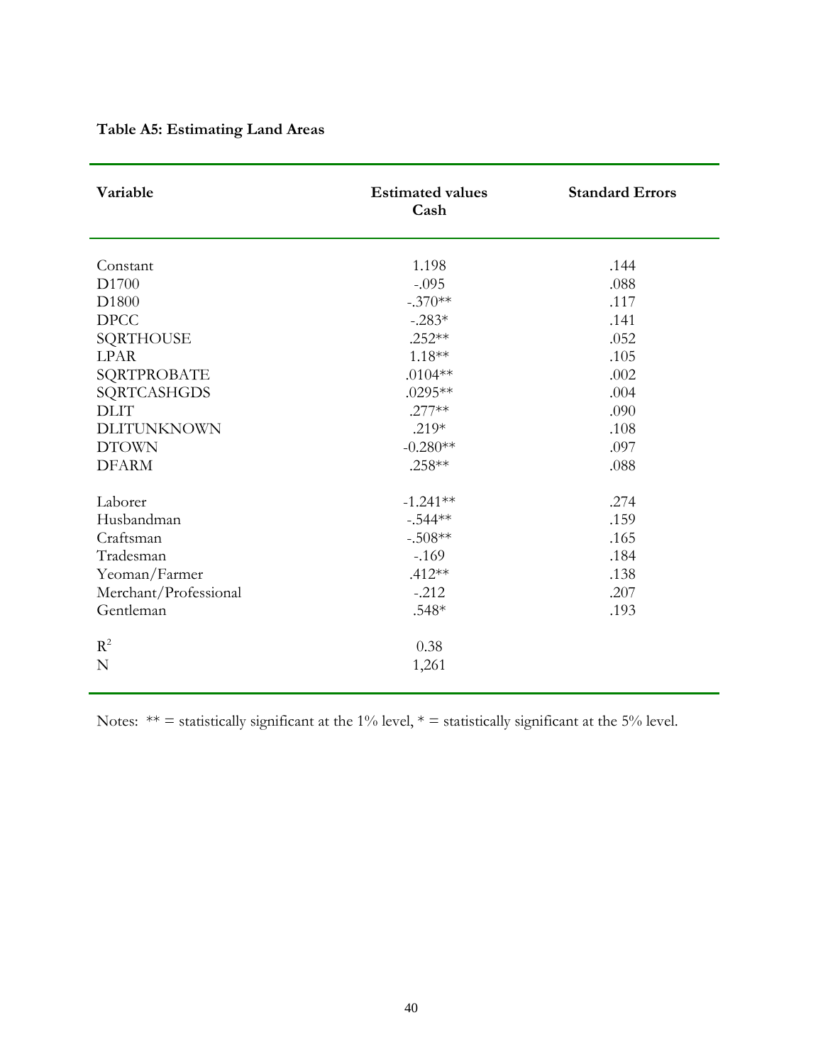**Table A5: Estimating Land Areas**

| Variable | Estimated values Cash | Standard Errors |
| --- | --- | --- |
| Constant | 1.198 | .144 |
| D1700 | -.095 | .088 |
| D1800 | -.370** | .117 |
| DPCC | -.283* | .141 |
| SQRTHOUSE | .252** | .052 |
| LPAR | 1.18** | .105 |
| SQRTPROBATE | .0104** | .002 |
| SQRTCASHGDS | .0295** | .004 |
| DLIT | .277** | .090 |
| DLITUNKNOWN | .219* | .108 |
| DTOWN | -0.280** | .097 |
| DFARM | .258** | .088 |
| Laborer | -1.241** | .274 |
| Husbandman | -.544** | .159 |
| Craftsman | -.508** | .165 |
| Tradesman | -.169 | .184 |
| Yeoman/Farmer | .412** | .138 |
| Merchant/Professional | -.212 | .207 |
| Gentleman | .548* | .193 |
| $R^2$ | 0.38 | |
| N | 1,261 | |

Notes: ** = statistically significant at the 1% level, * = statistically significant at the 5% level.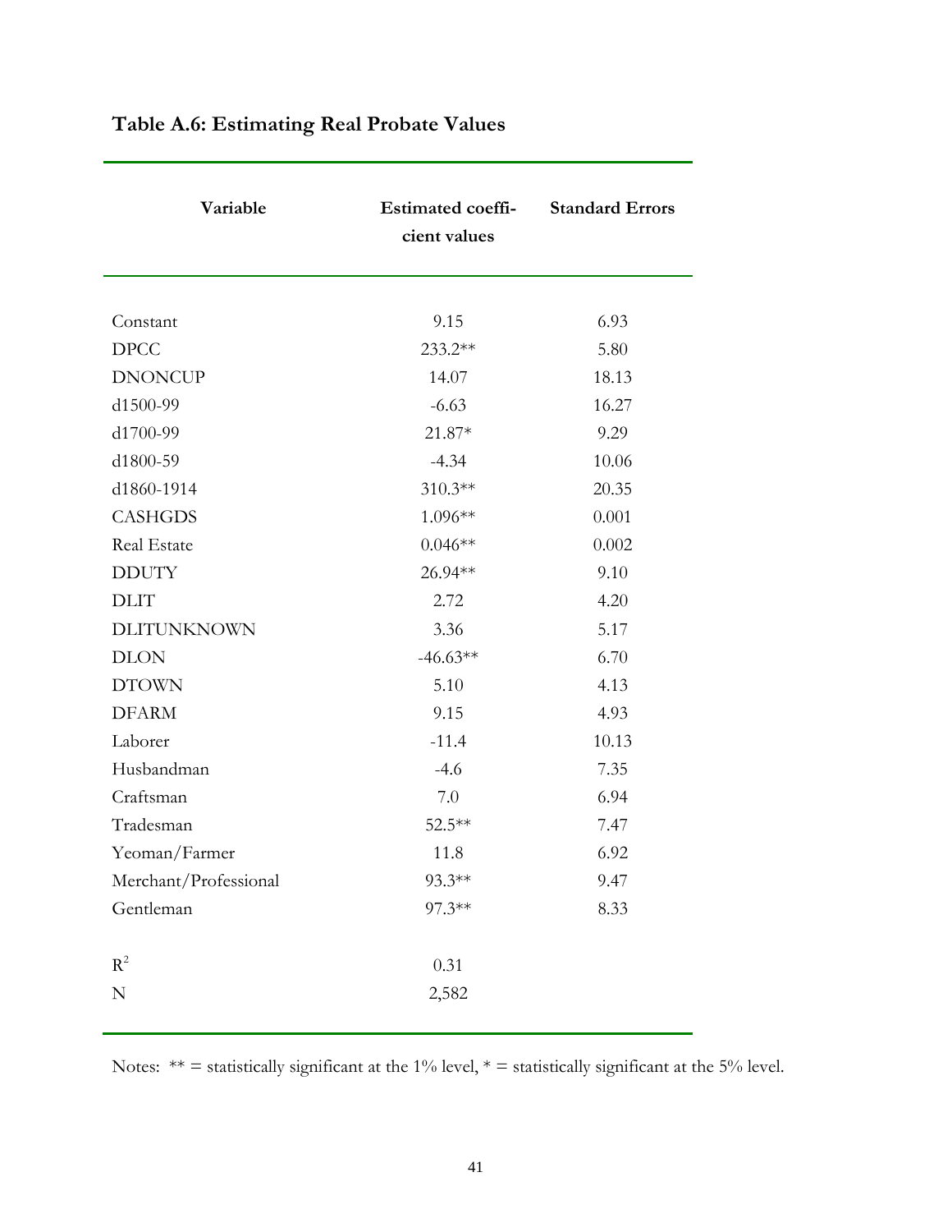## Table A.6: Estimating Real Probate Values

| Variable | Estimated coefficient values | Standard Errors |
|---|---|---|
| Constant | 9.15 | 6.93 |
| DPCC | 233.2** | 5.80 |
| DNONCUP | 14.07 | 18.13 |
| d1500-99 | -6.63 | 16.27 |
| d1700-99 | 21.87* | 9.29 |
| d1800-59 | -4.34 | 10.06 |
| d1860-1914 | 310.3** | 20.35 |
| CASHGDS | 1.096** | 0.001 |
| Real Estate | 0.046** | 0.002 |
| DDUTY | 26.94** | 9.10 |
| DLIT | 2.72 | 4.20 |
| DLITUNKNOWN | 3.36 | 5.17 |
| DLON | -46.63** | 6.70 |
| DTOWN | 5.10 | 4.13 |
| DFARM | 9.15 | 4.93 |
| Laborer | -11.4 | 10.13 |
| Husbandman | -4.6 | 7.35 |
| Craftsman | 7.0 | 6.94 |
| Tradesman | 52.5** | 7.47 |
| Yeoman/Farmer | 11.8 | 6.92 |
| Merchant/Professional | 93.3** | 9.47 |
| Gentleman | 97.3** | 8.33 |
| $R^2$ | 0.31 | |
| N | 2,582 | |

Notes: ** = statistically significant at the 1% level, * = statistically significant at the 5% level.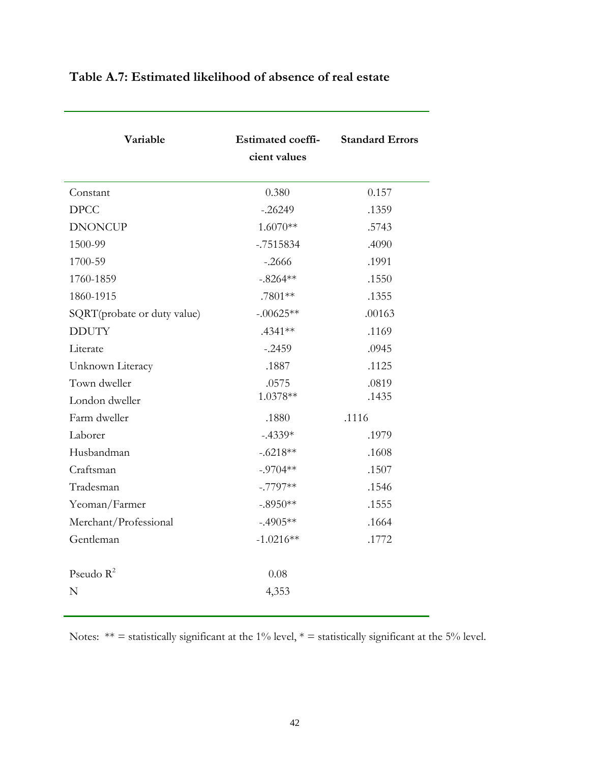**Table A.7: Estimated likelihood of absence of real estate**

| Variable | Estimated coefficient values | Standard Errors |
|---|---|---|
| Constant | 0.380 | 0.157 |
| DPCC | -.26249 | .1359 |
| DNONCUP | 1.6070** | .5743 |
| 1500-99 | -.7515834 | .4090 |
| 1700-59 | -.2666 | .1991 |
| 1760-1859 | -.8264** | .1550 |
| 1860-1915 | .7801** | .1355 |
| SQRT(probate or duty value) | -.00625** | .00163 |
| DDUTY | .4341** | .1169 |
| Literate | -.2459 | .0945 |
| Unknown Literacy | .1887 | .1125 |
| Town dweller | .0575 | .0819 |
| London dweller | 1.0378** | .1435 |
| Farm dweller | .1880 | .1116 |
| Laborer | -.4339* | .1979 |
| Husbandman | -.6218** | .1608 |
| Craftsman | -.9704** | .1507 |
| Tradesman | -.7797** | .1546 |
| Yeoman/Farmer | -.8950** | .1555 |
| Merchant/Professional | -.4905** | .1664 |
| Gentleman | -1.0216** | .1772 |
| Pseudo $R^2$ | 0.08 | |
| N | 4,353 | |

Notes: ** = statistically significant at the 1% level, * = statistically significant at the 5% level.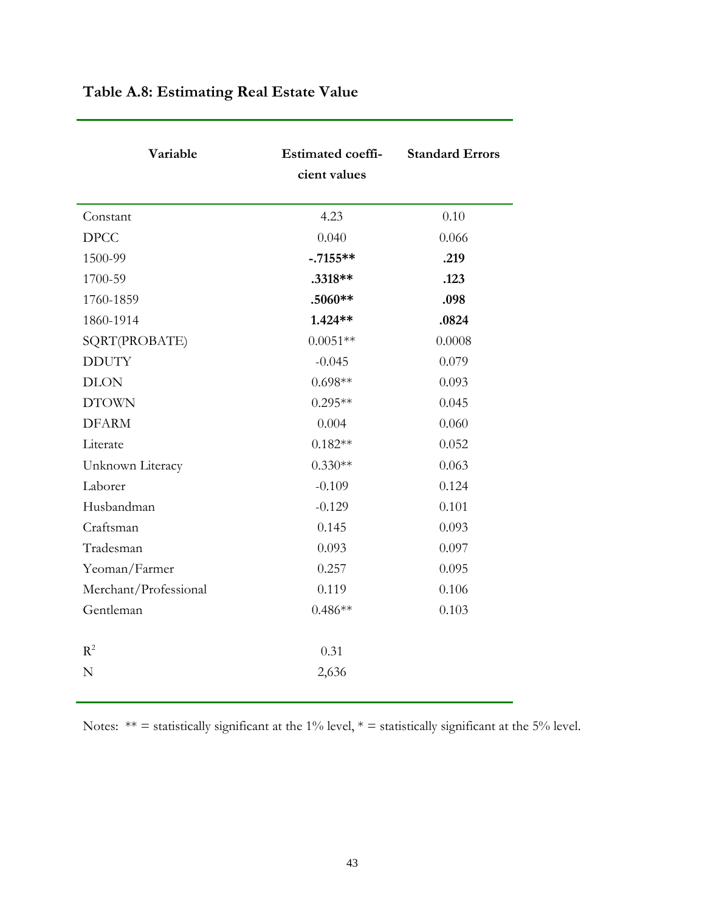**Table A.8: Estimating Real Estate Value**

| Variable | Estimated coefficient values | Standard Errors |
|---|---|---|
| Constant | 4.23 | 0.10 |
| DPCC | 0.040 | 0.066 |
| 1500-99 | **-.7155\*\*** | **.219** |
| 1700-59 | **.3318\*\*** | **.123** |
| 1760-1859 | **.5060\*\*** | **.098** |
| 1860-1914 | **1.424\*\*** | **.0824** |
| SQRT(PROBATE) | 0.0051** | 0.0008 |
| DDUTY | -0.045 | 0.079 |
| DLON | 0.698** | 0.093 |
| DTOWN | 0.295** | 0.045 |
| DFARM | 0.004 | 0.060 |
| Literate | 0.182** | 0.052 |
| Unknown Literacy | 0.330** | 0.063 |
| Laborer | -0.109 | 0.124 |
| Husbandman | -0.129 | 0.101 |
| Craftsman | 0.145 | 0.093 |
| Tradesman | 0.093 | 0.097 |
| Yeoman/Farmer | 0.257 | 0.095 |
| Merchant/Professional | 0.119 | 0.106 |
| Gentleman | 0.486** | 0.103 |
| $R^2$ | 0.31 | |
| N | 2,636 | |

Notes: ** = statistically significant at the 1% level, * = statistically significant at the 5% level.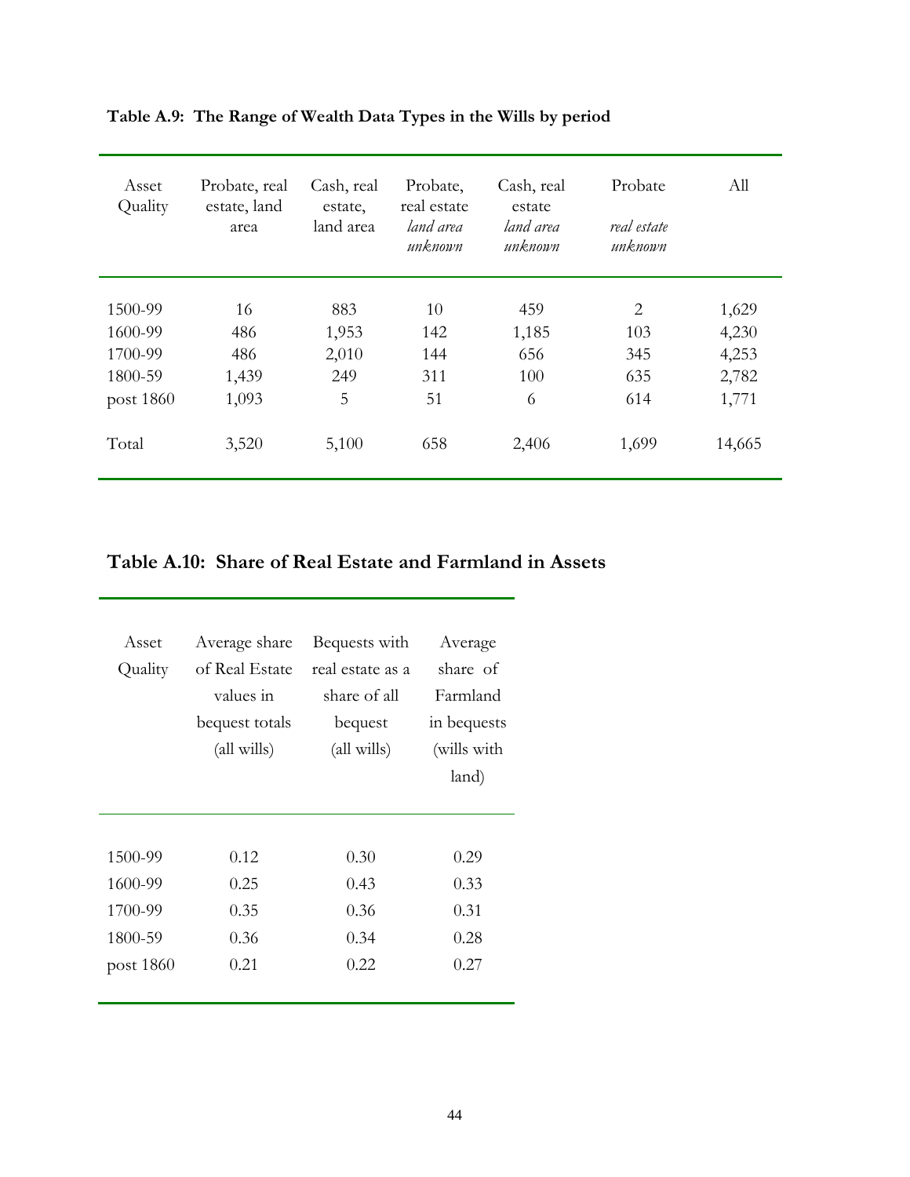**Table A.9: The Range of Wealth Data Types in the Wills by period**

| Asset Quality | Probate, real estate, land area | Cash, real estate, land area | Probate, real estate *land area unknown* | Cash, real estate *land area unknown* | Probate *real estate unknown* | All |
|---|---|---|---|---|---|---|
| 1500-99 | 16 | 883 | 10 | 459 | 2 | 1,629 |
| 1600-99 | 486 | 1,953 | 142 | 1,185 | 103 | 4,230 |
| 1700-99 | 486 | 2,010 | 144 | 656 | 345 | 4,253 |
| 1800-59 | 1,439 | 249 | 311 | 100 | 635 | 2,782 |
| post 1860 | 1,093 | 5 | 51 | 6 | 614 | 1,771 |
| Total | 3,520 | 5,100 | 658 | 2,406 | 1,699 | 14,665 |

## Table A.10: Share of Real Estate and Farmland in Assets

| Asset Quality | Average share of Real Estate values in bequest totals (all wills) | Bequests with real estate as a share of all bequest (all wills) | Average share of Farmland in bequests (wills with land) |
|---|---|---|---|
| 1500-99 | 0.12 | 0.30 | 0.29 |
| 1600-99 | 0.25 | 0.43 | 0.33 |
| 1700-99 | 0.35 | 0.36 | 0.31 |
| 1800-59 | 0.36 | 0.34 | 0.28 |
| post 1860 | 0.21 | 0.22 | 0.27 |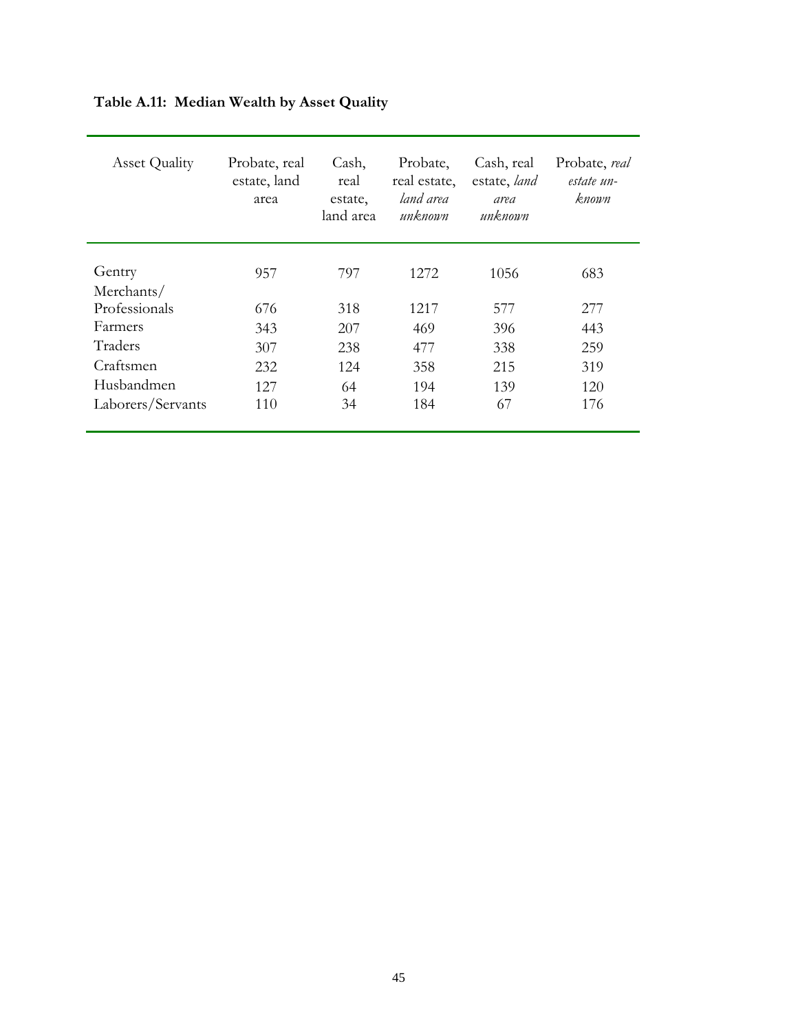**Table A.11: Median Wealth by Asset Quality**

| Asset Quality | Probate, real estate, land area | Cash, real estate, land area | Probate, real estate, *land area unknown* | Cash, real estate, *land area unknown* | Probate, *real estate unknown* |
|---|---|---|---|---|---|
| Gentry | 957 | 797 | 1272 | 1056 | 683 |
| Merchants/ Professionals | 676 | 318 | 1217 | 577 | 277 |
| Farmers | 343 | 207 | 469 | 396 | 443 |
| Traders | 307 | 238 | 477 | 338 | 259 |
| Craftsmen | 232 | 124 | 358 | 215 | 319 |
| Husbandmen | 127 | 64 | 194 | 139 | 120 |
| Laborers/Servants | 110 | 34 | 184 | 67 | 176 |